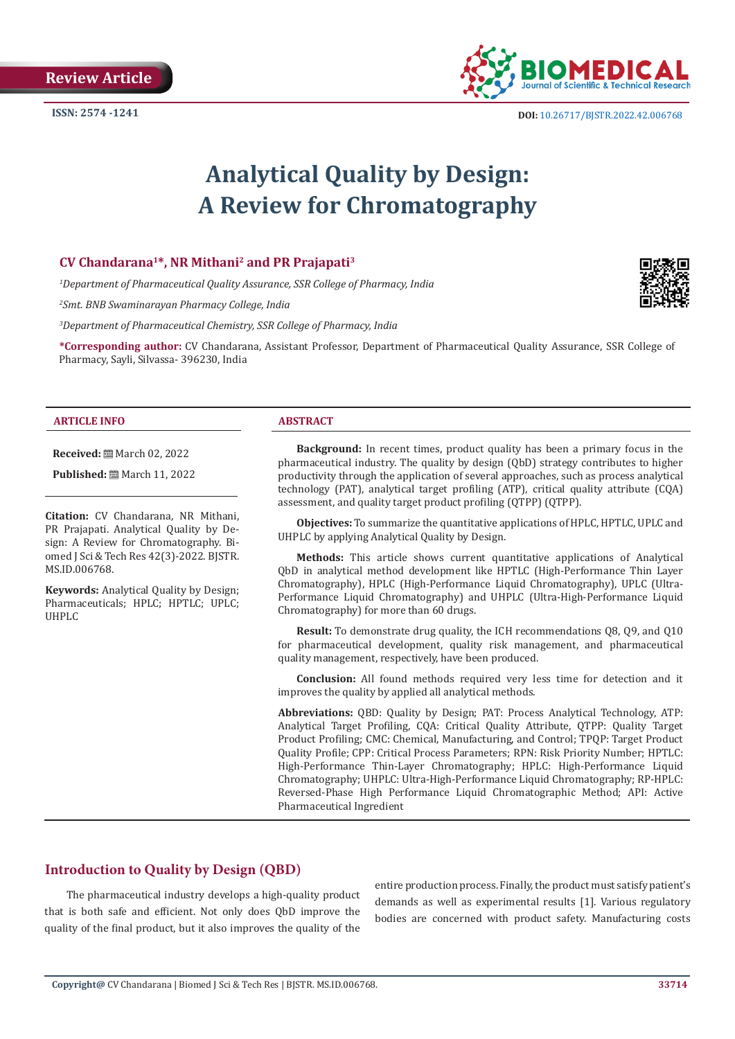Review Article

ISSN: 2574 -1241

DOI: 10.26717/BJSTR.2022.42.006768

# Analytical Quality by Design: A Review for Chromatography

**CV Chandarana[1]*, NR Mithani[2] and PR Prajapati[3]**

[1]*Department of Pharmaceutical Quality Assurance, SSR College of Pharmacy, India*

[2]*Smt. BNB Swaminarayan Pharmacy College, India*

[3]*Department of Pharmaceutical Chemistry, SSR College of Pharmacy, India*

**\*Corresponding author:** CV Chandarana, Assistant Professor, Department of Pharmaceutical Quality Assurance, SSR College of Pharmacy, Sayli, Silvassa- 396230, India

### ARTICLE INFO

**Received:** March 02, 2022

**Published:** March 11, 2022

**Citation:** CV Chandarana, NR Mithani, PR Prajapati. Analytical Quality by Design: A Review for Chromatography. Biomed J Sci & Tech Res 42(3)-2022. BJSTR. MS.ID.006768.

**Keywords:** Analytical Quality by Design; Pharmaceuticals; HPLC; HPTLC; UPLC; UHPLC

### ABSTRACT

**Background:** In recent times, product quality has been a primary focus in the pharmaceutical industry. The quality by design (QbD) strategy contributes to higher productivity through the application of several approaches, such as process analytical technology (PAT), analytical target profiling (ATP), critical quality attribute (CQA) assessment, and quality target product profiling (QTPP) (QTPP).

**Objectives:** To summarize the quantitative applications of HPLC, HPTLC, UPLC and UHPLC by applying Analytical Quality by Design.

**Methods:** This article shows current quantitative applications of Analytical QbD in analytical method development like HPTLC (High-Performance Thin Layer Chromatography), HPLC (High-Performance Liquid Chromatography), UPLC (Ultra-Performance Liquid Chromatography) and UHPLC (Ultra-High-Performance Liquid Chromatography) for more than 60 drugs.

**Result:** To demonstrate drug quality, the ICH recommendations Q8, Q9, and Q10 for pharmaceutical development, quality risk management, and pharmaceutical quality management, respectively, have been produced.

**Conclusion:** All found methods required very less time for detection and it improves the quality by applied all analytical methods.

**Abbreviations:** QBD: Quality by Design; PAT: Process Analytical Technology, ATP: Analytical Target Profiling, CQA: Critical Quality Attribute, QTPP: Quality Target Product Profiling; CMC: Chemical, Manufacturing, and Control; TPQP: Target Product Quality Profile; CPP: Critical Process Parameters; RPN: Risk Priority Number; HPTLC: High-Performance Thin-Layer Chromatography; HPLC: High-Performance Liquid Chromatography; UHPLC: Ultra-High-Performance Liquid Chromatography; RP-HPLC: Reversed-Phase High Performance Liquid Chromatographic Method; API: Active Pharmaceutical Ingredient

## Introduction to Quality by Design (QBD)

The pharmaceutical industry develops a high-quality product that is both safe and efficient. Not only does QbD improve the quality of the final product, but it also improves the quality of the entire production process. Finally, the product must satisfy patient's demands as well as experimental results [1]. Various regulatory bodies are concerned with product safety. Manufacturing costs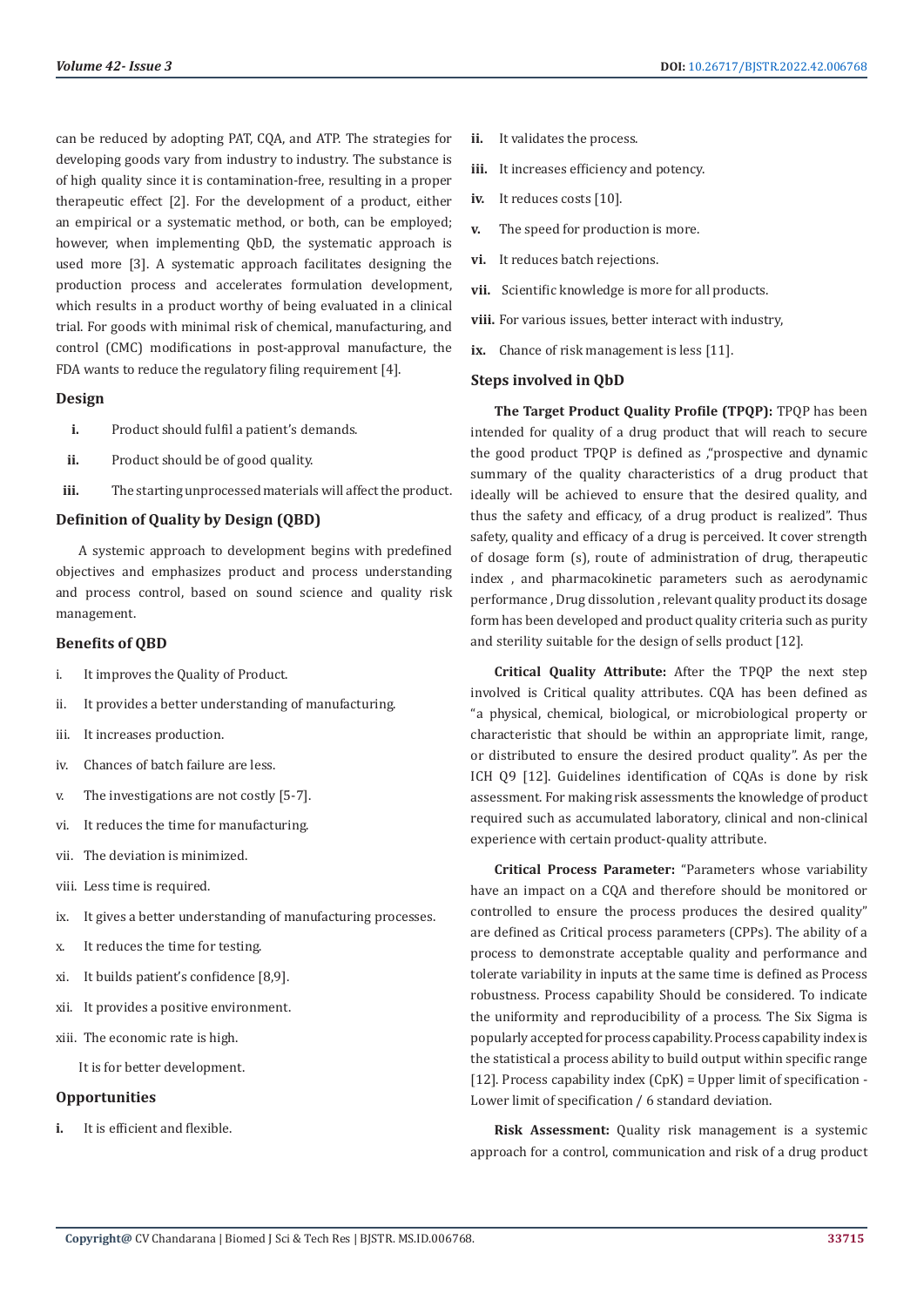can be reduced by adopting PAT, CQA, and ATP. The strategies for developing goods vary from industry to industry. The substance is of high quality since it is contamination-free, resulting in a proper therapeutic effect [2]. For the development of a product, either an empirical or a systematic method, or both, can be employed; however, when implementing QbD, the systematic approach is used more [3]. A systematic approach facilitates designing the production process and accelerates formulation development, which results in a product worthy of being evaluated in a clinical trial. For goods with minimal risk of chemical, manufacturing, and control (CMC) modifications in post-approval manufacture, the FDA wants to reduce the regulatory filing requirement [4].

### Design

- **i.** Product should fulfil a patient's demands.
- **ii.** Product should be of good quality.
- **iii.** The starting unprocessed materials will affect the product.

### Definition of Quality by Design (QBD)

A systemic approach to development begins with predefined objectives and emphasizes product and process understanding and process control, based on sound science and quality risk management.

### Benefits of QBD

- i. It improves the Quality of Product.
- ii. It provides a better understanding of manufacturing.
- iii. It increases production.
- iv. Chances of batch failure are less.
- v. The investigations are not costly [5-7].
- vi. It reduces the time for manufacturing.
- vii. The deviation is minimized.
- viii. Less time is required.
- ix. It gives a better understanding of manufacturing processes.
- x. It reduces the time for testing.
- xi. It builds patient's confidence [8,9].
- xii. It provides a positive environment.
- xiii. The economic rate is high.

It is for better development.

### Opportunities

- **i.** It is efficient and flexible.
- **ii.** It validates the process.
- **iii.** It increases efficiency and potency.
- **iv.** It reduces costs [10].
- **v.** The speed for production is more.
- **vi.** It reduces batch rejections.
- **vii.** Scientific knowledge is more for all products.
- **viii.** For various issues, better interact with industry,
- **ix.** Chance of risk management is less [11].

### Steps involved in QbD

**The Target Product Quality Profile (TPQP):** TPQP has been intended for quality of a drug product that will reach to secure the good product TPQP is defined as ,"prospective and dynamic summary of the quality characteristics of a drug product that ideally will be achieved to ensure that the desired quality, and thus the safety and efficacy, of a drug product is realized". Thus safety, quality and efficacy of a drug is perceived. It cover strength of dosage form (s), route of administration of drug, therapeutic index , and pharmacokinetic parameters such as aerodynamic performance , Drug dissolution , relevant quality product its dosage form has been developed and product quality criteria such as purity and sterility suitable for the design of sells product [12].

**Critical Quality Attribute:** After the TPQP the next step involved is Critical quality attributes. CQA has been defined as "a physical, chemical, biological, or microbiological property or characteristic that should be within an appropriate limit, range, or distributed to ensure the desired product quality". As per the ICH Q9 [12]. Guidelines identification of CQAs is done by risk assessment. For making risk assessments the knowledge of product required such as accumulated laboratory, clinical and non-clinical experience with certain product-quality attribute.

**Critical Process Parameter:** "Parameters whose variability have an impact on a CQA and therefore should be monitored or controlled to ensure the process produces the desired quality" are defined as Critical process parameters (CPPs). The ability of a process to demonstrate acceptable quality and performance and tolerate variability in inputs at the same time is defined as Process robustness. Process capability Should be considered. To indicate the uniformity and reproducibility of a process. The Six Sigma is popularly accepted for process capability. Process capability index is the statistical a process ability to build output within specific range [12]. Process capability index (CpK) = Upper limit of specification - Lower limit of specification / 6 standard deviation.

**Risk Assessment:** Quality risk management is a systemic approach for a control, communication and risk of a drug product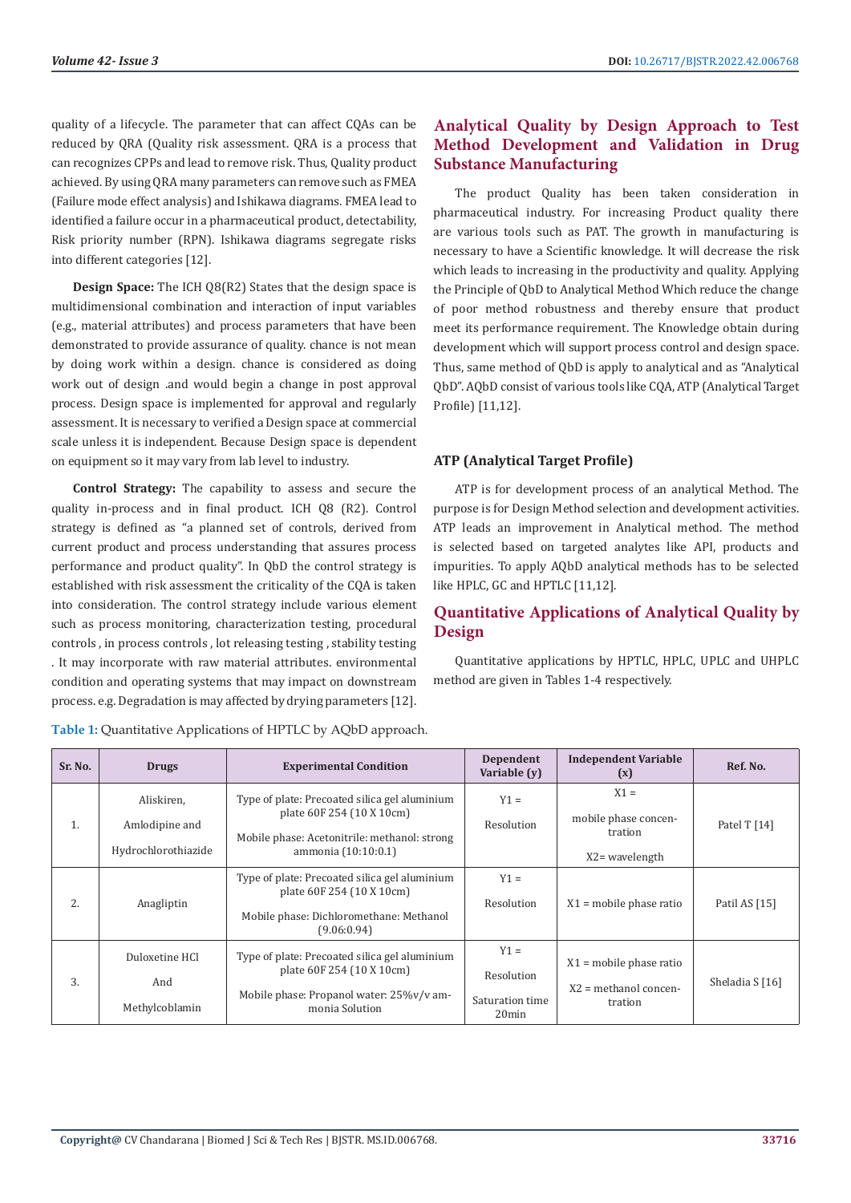quality of a lifecycle. The parameter that can affect CQAs can be reduced by QRA (Quality risk assessment. QRA is a process that can recognizes CPPs and lead to remove risk. Thus, Quality product achieved. By using QRA many parameters can remove such as FMEA (Failure mode effect analysis) and Ishikawa diagrams. FMEA lead to identified a failure occur in a pharmaceutical product, detectability, Risk priority number (RPN). Ishikawa diagrams segregate risks into different categories [12].

**Design Space:** The ICH Q8(R2) States that the design space is multidimensional combination and interaction of input variables (e.g., material attributes) and process parameters that have been demonstrated to provide assurance of quality. chance is not mean by doing work within a design. chance is considered as doing work out of design .and would begin a change in post approval process. Design space is implemented for approval and regularly assessment. It is necessary to verified a Design space at commercial scale unless it is independent. Because Design space is dependent on equipment so it may vary from lab level to industry.

**Control Strategy:** The capability to assess and secure the quality in-process and in final product. ICH Q8 (R2). Control strategy is defined as "a planned set of controls, derived from current product and process understanding that assures process performance and product quality". In QbD the control strategy is established with risk assessment the criticality of the CQA is taken into consideration. The control strategy include various element such as process monitoring, characterization testing, procedural controls , in process controls , lot releasing testing , stability testing . It may incorporate with raw material attributes. environmental condition and operating systems that may impact on downstream process. e.g. Degradation is may affected by drying parameters [12].

## Analytical Quality by Design Approach to Test Method Development and Validation in Drug Substance Manufacturing

The product Quality has been taken consideration in pharmaceutical industry. For increasing Product quality there are various tools such as PAT. The growth in manufacturing is necessary to have a Scientific knowledge. It will decrease the risk which leads to increasing in the productivity and quality. Applying the Principle of QbD to Analytical Method Which reduce the change of poor method robustness and thereby ensure that product meet its performance requirement. The Knowledge obtain during development which will support process control and design space. Thus, same method of QbD is apply to analytical and as "Analytical QbD". AQbD consist of various tools like CQA, ATP (Analytical Target Profile) [11,12].

### ATP (Analytical Target Profile)

ATP is for development process of an analytical Method. The purpose is for Design Method selection and development activities. ATP leads an improvement in Analytical method. The method is selected based on targeted analytes like API, products and impurities. To apply AQbD analytical methods has to be selected like HPLC, GC and HPTLC [11,12].

## Quantitative Applications of Analytical Quality by Design

Quantitative applications by HPTLC, HPLC, UPLC and UHPLC method are given in Tables 1-4 respectively.

**Table 1:** Quantitative Applications of HPTLC by AQbD approach.

| Sr. No. | Drugs | Experimental Condition | Dependent Variable (y) | Independent Variable (x) | Ref. No. |
|---|---|---|---|---|---|
| 1. | Aliskiren, Amlodipine and Hydrochlorothiazide | Type of plate: Precoated silica gel aluminium plate 60F 254 (10 X 10cm) Mobile phase: Acetonitrile: methanol: strong ammonia (10:10:0.1) | Y1 = Resolution | X1 = mobile phase concentration X2= wavelength | Patel T [14] |
| 2. | Anagliptin | Type of plate: Precoated silica gel aluminium plate 60F 254 (10 X 10cm) Mobile phase: Dichloromethane: Methanol (9.06:0.94) | Y1 = Resolution | X1 = mobile phase ratio | Patil AS [15] |
| 3. | Duloxetine HCl And Methylcoblamin | Type of plate: Precoated silica gel aluminium plate 60F 254 (10 X 10cm) Mobile phase: Propanol water: 25%v/v ammonia Solution | Y1 = Resolution Saturation time 20min | X1 = mobile phase ratio X2 = methanol concentration | Sheladia S [16] |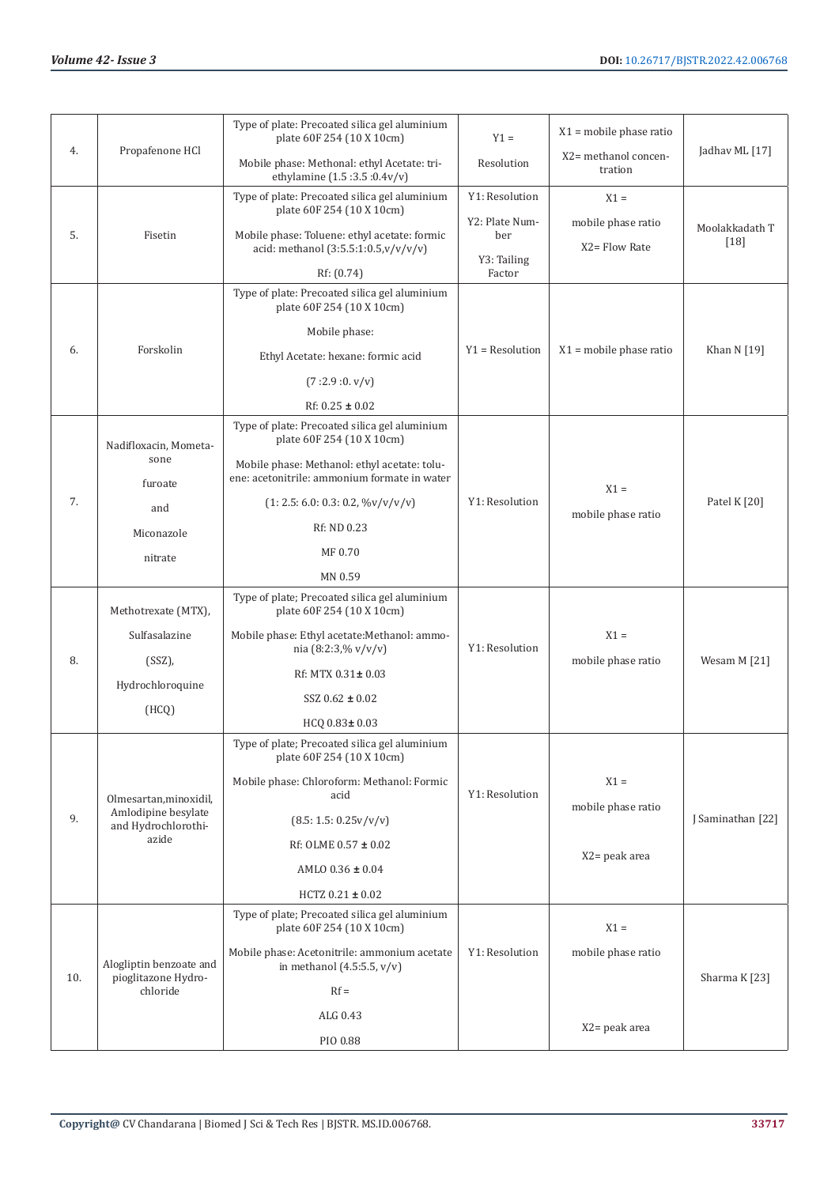| 4. | Propafenone HCl | Type of plate: Precoated silica gel aluminium plate 60F 254 (10 X 10cm) Mobile phase: Methonal: ethyl Acetate: triethylamine (1.5 :3.5 :0.4v/v) | Y1 = Resolution | X1 = mobile phase ratio X2= methanol concentration | Jadhav ML [17] |
|---|---|---|---|---|---|
| 5. | Fisetin | Type of plate: Precoated silica gel aluminium plate 60F 254 (10 X 10cm) Mobile phase: Toluene: ethyl acetate: formic acid: methanol (3:5.5:1:0.5,v/v/v/v) Rf: (0.74) | Y1: Resolution Y2: Plate Number Y3: Tailing Factor | X1 = mobile phase ratio X2= Flow Rate | Moolakkadath T [18] |
| 6. | Forskolin | Type of plate: Precoated silica gel aluminium plate 60F 254 (10 X 10cm) Mobile phase: Ethyl Acetate: hexane: formic acid (7 :2.9 :0. v/v) Rf: 0.25 ± 0.02 | Y1 = Resolution | X1 = mobile phase ratio | Khan N [19] |
| 7. | Nadifloxacin, Mometasone furoate and Miconazole nitrate | Type of plate: Precoated silica gel aluminium plate 60F 254 (10 X 10cm) Mobile phase: Methanol: ethyl acetate: toluene: acetonitrile: ammonium formate in water (1: 2.5: 6.0: 0.3: 0.2, %v/v/v/v/v) Rf: ND 0.23 MF 0.70 MN 0.59 | Y1: Resolution | X1 = mobile phase ratio | Patel K [20] |
| 8. | Methotrexate (MTX), Sulfasalazine (SSZ), Hydrochloroquine (HCQ) | Type of plate; Precoated silica gel aluminium plate 60F 254 (10 X 10cm) Mobile phase: Ethyl acetate:Methanol: ammonia (8:2:3,% v/v/v) Rf: MTX 0.31± 0.03 SSZ 0.62 ± 0.02 HCQ 0.83± 0.03 | Y1: Resolution | X1 = mobile phase ratio | Wesam M [21] |
| 9. | Olmesartan,minoxidil, Amlodipine besylate and Hydrochlorothiazide | Type of plate; Precoated silica gel aluminium plate 60F 254 (10 X 10cm) Mobile phase: Chloroform: Methanol: Formic acid (8.5: 1.5: 0.25v/v/v) Rf: OLME 0.57 ± 0.02 AMLO 0.36 ± 0.04 HCTZ 0.21 ± 0.02 | Y1: Resolution | X1 = mobile phase ratio X2= peak area | J Saminathan [22] |
| 10. | Alogliptin benzoate and pioglitazone Hydrochloride | Type of plate; Precoated silica gel aluminium plate 60F 254 (10 X 10cm) Mobile phase: Acetonitrile: ammonium acetate in methanol (4.5:5.5, v/v) Rf = ALG 0.43 PIO 0.88 | Y1: Resolution | X1 = mobile phase ratio X2= peak area | Sharma K [23] |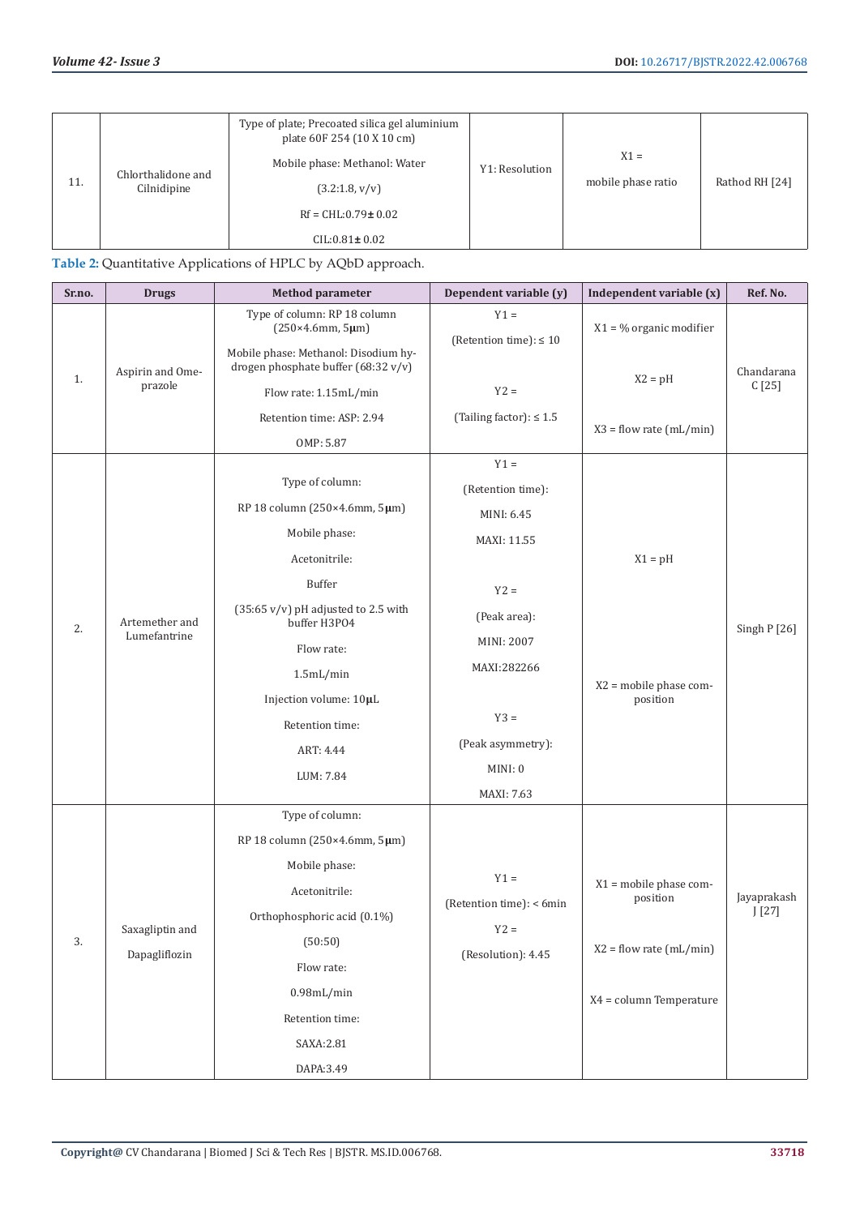| 11. | Chlorthalidone and Cilnidipine | Type of plate; Precoated silica gel aluminium plate 60F 254 (10 X 10 cm)<br><br>Mobile phase: Methanol: Water<br><br>(3.2:1.8, v/v)<br><br>Rf = CHL:0.79± 0.02<br><br>CIL:0.81± 0.02 | Y1: Resolution | X1 =<br><br>mobile phase ratio | Rathod RH [24] |
|---|---|---|---|---|---|

**Table 2:** Quantitative Applications of HPLC by AQbD approach.

| Sr.no. | Drugs | Method parameter | Dependent variable (y) | Independent variable (x) | Ref. No. |
|---|---|---|---|---|---|
| 1. | Aspirin and Omeprazole | Type of column: RP 18 column (250×4.6mm, 5µm)<br><br>Mobile phase: Methanol: Disodium hydrogen phosphate buffer (68:32 v/v)<br><br>Flow rate: 1.15mL/min<br><br>Retention time: ASP: 2.94<br><br>OMP: 5.87 | Y1 =<br><br>(Retention time): ≤ 10<br><br>Y2 =<br><br>(Tailing factor): ≤ 1.5 | X1 = % organic modifier<br><br>X2 = pH<br><br>X3 = flow rate (mL/min) | Chandarana C [25] |
| 2. | Artemether and Lumefantrine | Type of column:<br><br>RP 18 column (250×4.6mm, 5µm)<br><br>Mobile phase:<br><br>Acetonitrile:<br><br>Buffer<br><br>(35:65 v/v) pH adjusted to 2.5 with buffer H3PO4<br><br>Flow rate:<br><br>1.5mL/min<br><br>Injection volume: 10µL<br><br>Retention time:<br><br>ART: 4.44<br><br>LUM: 7.84 | Y1 =<br><br>(Retention time):<br><br>MINI: 6.45<br><br>MAXI: 11.55<br><br>Y2 =<br><br>(Peak area):<br><br>MINI: 2007<br><br>MAXI:282266<br><br>Y3 =<br><br>(Peak asymmetry):<br><br>MINI: 0<br><br>MAXI: 7.63 | X1 = pH<br><br>X2 = mobile phase composition | Singh P [26] |
| 3. | Saxagliptin and Dapagliflozin | Type of column:<br><br>RP 18 column (250×4.6mm, 5µm)<br><br>Mobile phase:<br><br>Acetonitrile:<br><br>Orthophosphoric acid (0.1%)<br><br>(50:50)<br><br>Flow rate:<br><br>0.98mL/min<br><br>Retention time:<br><br>SAXA:2.81<br><br>DAPA:3.49 | Y1 =<br><br>(Retention time): < 6min<br><br>Y2 =<br><br>(Resolution): 4.45 | X1 = mobile phase composition<br><br>X2 = flow rate (mL/min)<br><br>X4 = column Temperature | Jayaprakash J [27] |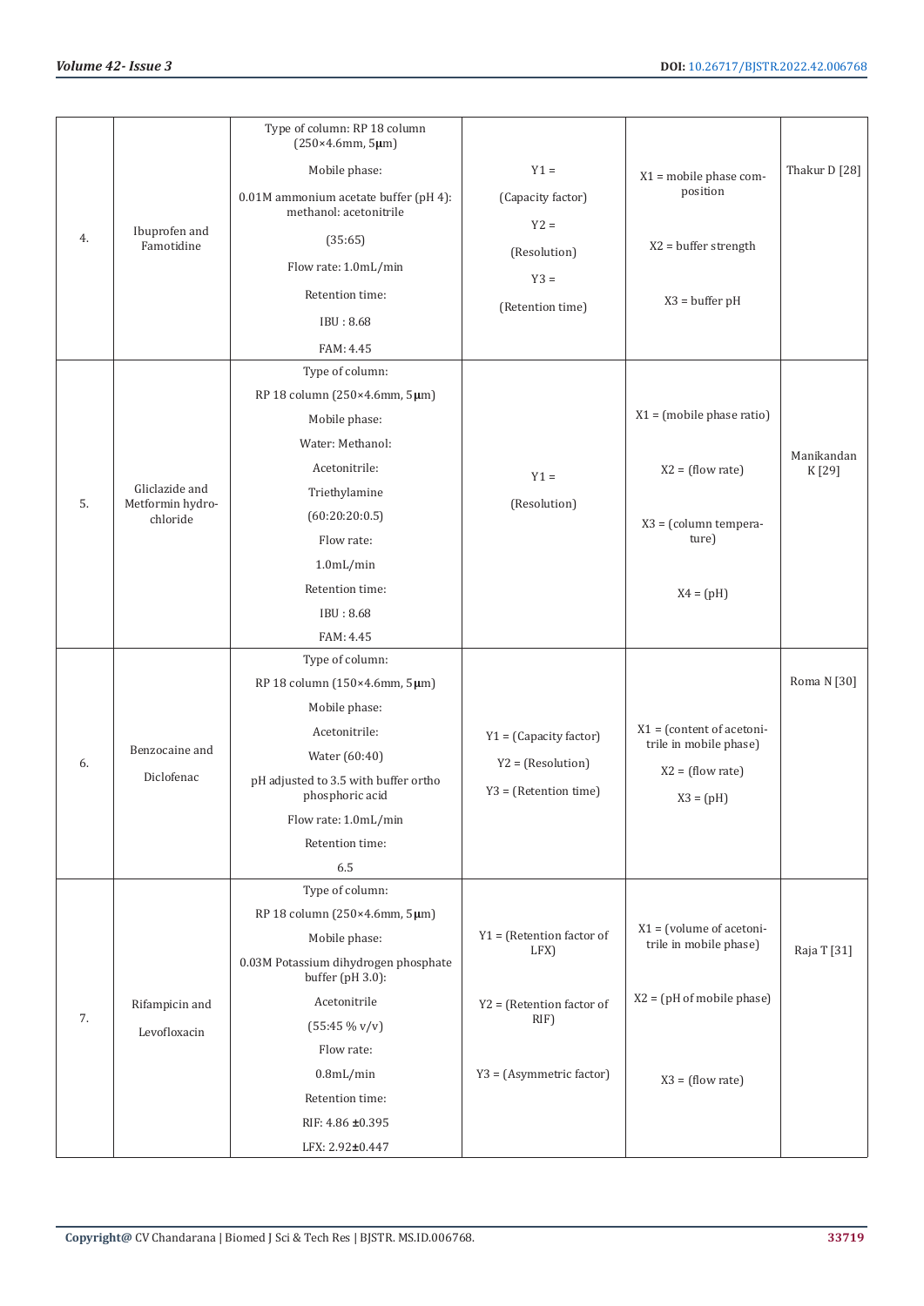| 4. | Ibuprofen and Famotidine | Type of column: RP 18 column (250×4.6mm, 5μm) Mobile phase: 0.01M ammonium acetate buffer (pH 4): methanol: acetonitrile (35:65) Flow rate: 1.0mL/min Retention time: IBU : 8.68 FAM: 4.45 | Y1 = (Capacity factor) Y2 = (Resolution) Y3 = (Retention time) | X1 = mobile phase composition X2 = buffer strength X3 = buffer pH | Thakur D [28] |
|---|---|---|---|---|---|
| 5. | Gliclazide and Metformin hydrochloride | Type of column: RP 18 column (250×4.6mm, 5μm) Mobile phase: Water: Methanol: Acetonitrile: Triethylamine (60:20:20:0.5) Flow rate: 1.0mL/min Retention time: IBU : 8.68 FAM: 4.45 | Y1 = (Resolution) | X1 = (mobile phase ratio) X2 = (flow rate) X3 = (column temperature) X4 = (pH) | Manikandan K [29] |
| 6. | Benzocaine and Diclofenac | Type of column: RP 18 column (150×4.6mm, 5μm) Mobile phase: Acetonitrile: Water (60:40) pH adjusted to 3.5 with buffer ortho phosphoric acid Flow rate: 1.0mL/min Retention time: 6.5 | Y1 = (Capacity factor) Y2 = (Resolution) Y3 = (Retention time) | X1 = (content of acetonitrile in mobile phase) X2 = (flow rate) X3 = (pH) | Roma N [30] |
| 7. | Rifampicin and Levofloxacin | Type of column: RP 18 column (250×4.6mm, 5μm) Mobile phase: 0.03M Potassium dihydrogen phosphate buffer (pH 3.0): Acetonitrile (55:45 % v/v) Flow rate: 0.8mL/min Retention time: RIF: 4.86 ±0.395 LFX: 2.92±0.447 | Y1 = (Retention factor of LFX) Y2 = (Retention factor of RIF) Y3 = (Asymmetric factor) | X1 = (volume of acetonitrile in mobile phase) X2 = (pH of mobile phase) X3 = (flow rate) | Raja T [31] |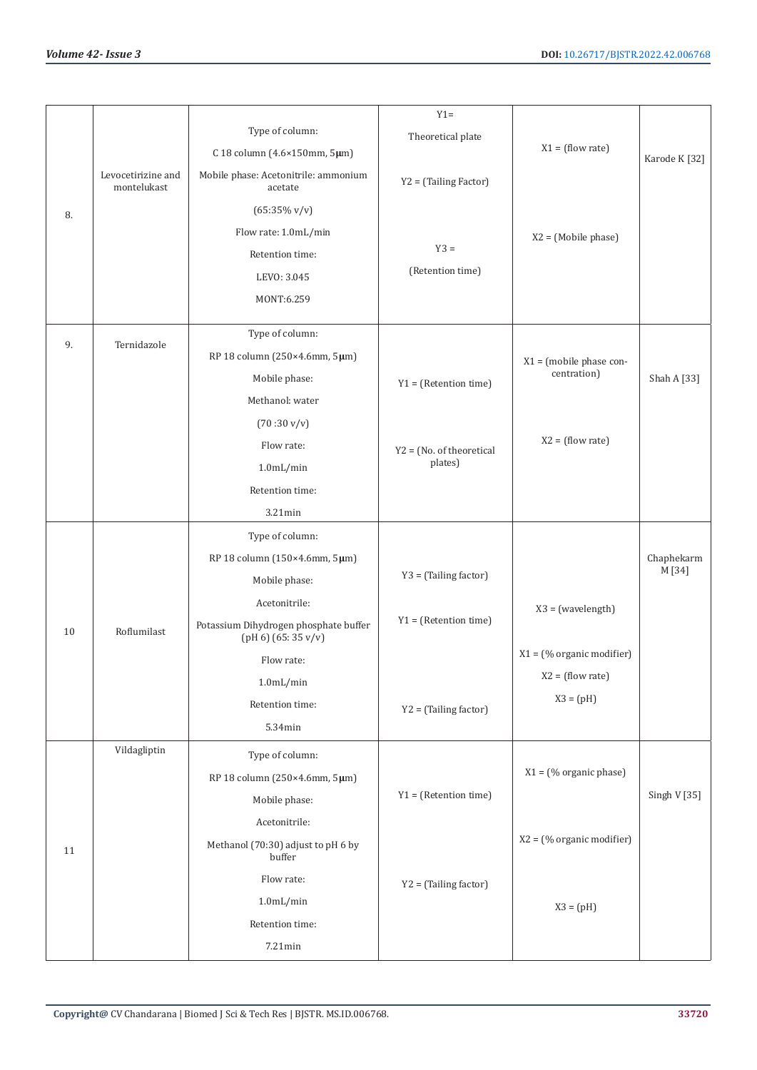| 8. | Levocetirizine and montelukast | Type of column: C 18 column (4.6×150mm, 5μm) Mobile phase: Acetonitrile: ammonium acetate (65:35% v/v) Flow rate: 1.0mL/min Retention time: LEVO: 3.045 MONT:6.259 | Y1= Theoretical plate Y2 = (Tailing Factor) Y3 = (Retention time) | X1 = (flow rate) X2 = (Mobile phase) | Karode K [32] |
|---|---|---|---|---|---|
| 9. | Ternidazole | Type of column: RP 18 column (250×4.6mm, 5μm) Mobile phase: Methanol: water (70 :30 v/v) Flow rate: 1.0mL/min Retention time: 3.21min | Y1 = (Retention time) Y2 = (No. of theoretical plates) | X1 = (mobile phase concentration) X2 = (flow rate) | Shah A [33] |
| 10 | Roflumilast | Type of column: RP 18 column (150×4.6mm, 5μm) Mobile phase: Acetonitrile: Potassium Dihydrogen phosphate buffer (pH 6) (65: 35 v/v) Flow rate: 1.0mL/min Retention time: 5.34min | Y3 = (Tailing factor) Y1 = (Retention time) Y2 = (Tailing factor) | X3 = (wavelength) X1 = (% organic modifier) X2 = (flow rate) X3 = (pH) | Chaphekarm M [34] |
| 11 | Vildagliptin | Type of column: RP 18 column (250×4.6mm, 5μm) Mobile phase: Acetonitrile: Methanol (70:30) adjust to pH 6 by buffer Flow rate: 1.0mL/min Retention time: 7.21min | Y1 = (Retention time) Y2 = (Tailing factor) | X1 = (% organic phase) X2 = (% organic modifier) X3 = (pH) | Singh V [35] |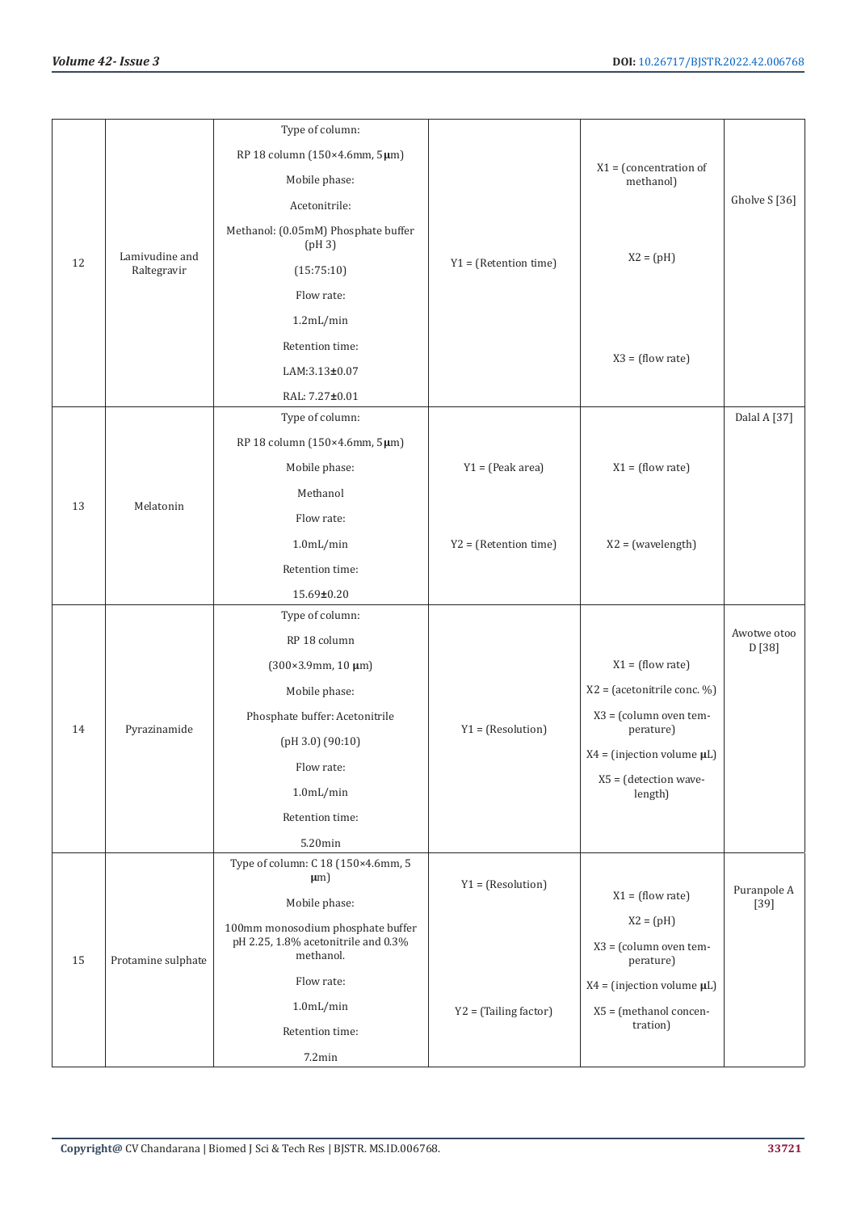| 12 | Lamivudine and Raltegravir | Type of column: RP 18 column (150×4.6mm, 5μm) Mobile phase: Acetonitrile: Methanol: (0.05mM) Phosphate buffer (pH 3) (15:75:10) Flow rate: 1.2mL/min Retention time: LAM:3.13±0.07 RAL: 7.27±0.01 | Y1 = (Retention time) | X1 = (concentration of methanol) X2 = (pH) X3 = (flow rate) | Gholve S [36] |
|---|---|---|---|---|---|
| 13 | Melatonin | Type of column: RP 18 column (150×4.6mm, 5μm) Mobile phase: Methanol Flow rate: 1.0mL/min Retention time: 15.69±0.20 | Y1 = (Peak area) Y2 = (Retention time) | X1 = (flow rate) X2 = (wavelength) | Dalal A [37] |
| 14 | Pyrazinamide | Type of column: RP 18 column (300×3.9mm, 10 μm) Mobile phase: Phosphate buffer: Acetonitrile (pH 3.0) (90:10) Flow rate: 1.0mL/min Retention time: 5.20min | Y1 = (Resolution) | X1 = (flow rate) X2 = (acetonitrile conc. %) X3 = (column oven temperature) X4 = (injection volume μL) X5 = (detection wavelength) | Awotwe otoo D [38] |
| 15 | Protamine sulphate | Type of column: C 18 (150×4.6mm, 5 μm) Mobile phase: 100mm monosodium phosphate buffer pH 2.25, 1.8% acetonitrile and 0.3% methanol. Flow rate: 1.0mL/min Retention time: 7.2min | Y1 = (Resolution) Y2 = (Tailing factor) | X1 = (flow rate) X2 = (pH) X3 = (column oven temperature) X4 = (injection volume μL) X5 = (methanol concentration) | Puranpole A [39] |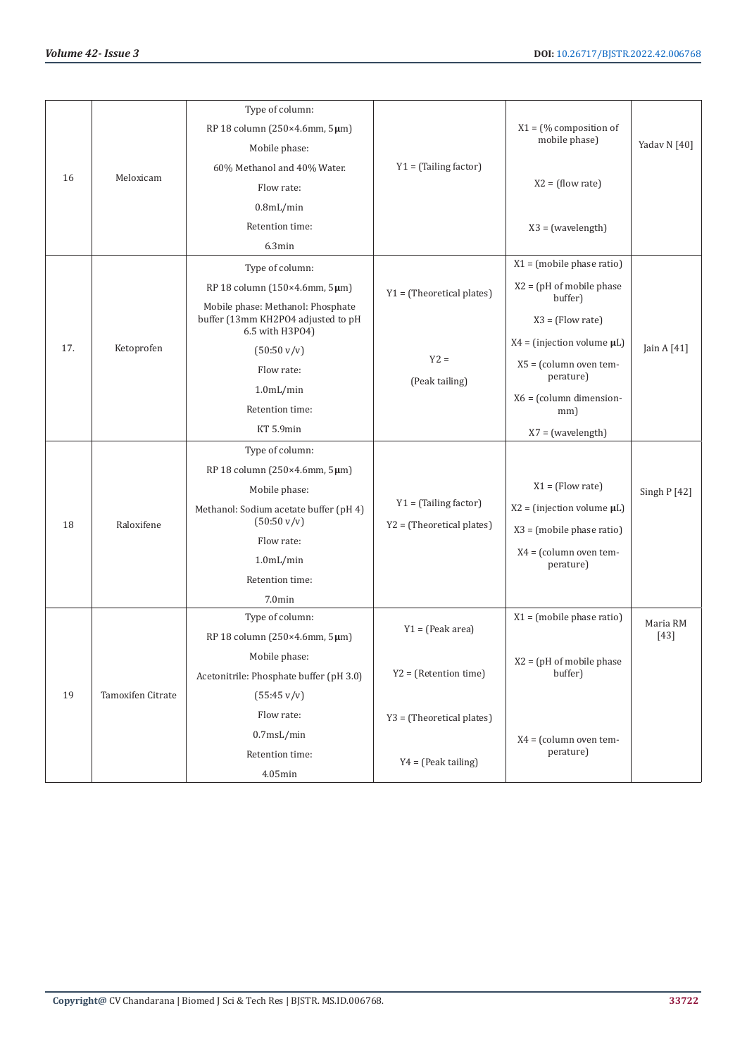| 16 | Meloxicam | Type of column: RP 18 column (250×4.6mm, 5μm) Mobile phase: 60% Methanol and 40% Water. Flow rate: 0.8mL/min Retention time: 6.3min | Y1 = (Tailing factor) | X1 = (% composition of mobile phase) X2 = (flow rate) X3 = (wavelength) | Yadav N [40] |
|---|---|---|---|---|---|
| 17. | Ketoprofen | Type of column: RP 18 column (150×4.6mm, 5μm) Mobile phase: Methanol: Phosphate buffer (13mm $KH_2PO_4$ adjusted to pH 6.5 with $H_3PO_4$) (50:50 v/v) Flow rate: 1.0mL/min Retention time: KT 5.9min | Y1 = (Theoretical plates) Y2 = (Peak tailing) | X1 = (mobile phase ratio) X2 = (pH of mobile phase buffer) X3 = (Flow rate) X4 = (injection volume μL) X5 = (column oven temperature) X6 = (column dimension-mm) X7 = (wavelength) | Jain A [41] |
| 18 | Raloxifene | Type of column: RP 18 column (250×4.6mm, 5μm) Mobile phase: Methanol: Sodium acetate buffer (pH 4) (50:50 v/v) Flow rate: 1.0mL/min Retention time: 7.0min | Y1 = (Tailing factor) Y2 = (Theoretical plates) | X1 = (Flow rate) X2 = (injection volume μL) X3 = (mobile phase ratio) X4 = (column oven temperature) | Singh P [42] |
| 19 | Tamoxifen Citrate | Type of column: RP 18 column (250×4.6mm, 5μm) Mobile phase: Acetonitrile: Phosphate buffer (pH 3.0) (55:45 v/v) Flow rate: 0.7msL/min Retention time: 4.05min | Y1 = (Peak area) Y2 = (Retention time) Y3 = (Theoretical plates) Y4 = (Peak tailing) | X1 = (mobile phase ratio) X2 = (pH of mobile phase buffer) X4 = (column oven temperature) | Maria RM [43] |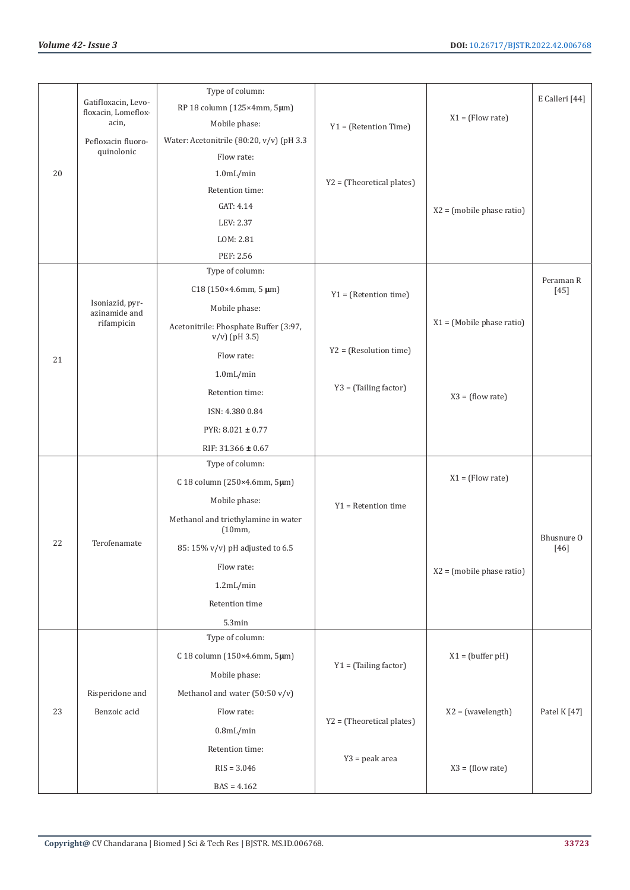| 20 | Gatifloxacin, Levofloxacin, Lomefloxacin,<br><br>Pefloxacin fluoroquinolonic | Type of column:<br>RP 18 column (125×4mm, 5μm)<br>Mobile phase:<br>Water: Acetonitrile (80:20, v/v) (pH 3.3<br>Flow rate:<br>1.0mL/min<br>Retention time:<br>GAT: 4.14<br>LEV: 2.37<br>LOM: 2.81<br>PEF: 2.56 | Y1 = (Retention Time)<br><br>Y2 = (Theoretical plates) | X1 = (Flow rate)<br><br>X2 = (mobile phase ratio) | E Calleri [44] |
|---|---|---|---|---|---|
| 21 | Isoniazid, pyrazinamide and rifampicin | Type of column:<br>C18 (150×4.6mm, 5 μm)<br>Mobile phase:<br>Acetonitrile: Phosphate Buffer (3:97, v/v) (pH 3.5)<br>Flow rate:<br>1.0mL/min<br>Retention time:<br>ISN: 4.380 0.84<br>PYR: 8.021 ± 0.77<br>RIF: 31.366 ± 0.67 | Y1 = (Retention time)<br><br>Y2 = (Resolution time)<br><br>Y3 = (Tailing factor) | X1 = (Mobile phase ratio)<br><br>X3 = (flow rate) | Peraman R [45] |
| 22 | Terofenamate | Type of column:<br>C 18 column (250×4.6mm, 5μm)<br>Mobile phase:<br>Methanol and triethylamine in water (10mm,<br>85: 15% v/v) pH adjusted to 6.5<br>Flow rate:<br>1.2mL/min<br>Retention time<br>5.3min | Y1 = Retention time | X1 = (Flow rate)<br><br>X2 = (mobile phase ratio) | Bhusnure O [46] |
| 23 | Risperidone and<br>Benzoic acid | Type of column:<br>C 18 column (150×4.6mm, 5μm)<br>Mobile phase:<br>Methanol and water (50:50 v/v)<br>Flow rate:<br>0.8mL/min<br>Retention time:<br>RIS = 3.046<br>BAS = 4.162 | Y1 = (Tailing factor)<br><br>Y2 = (Theoretical plates)<br><br>Y3 = peak area | X1 = (buffer pH)<br><br>X2 = (wavelength)<br><br>X3 = (flow rate) | Patel K [47] |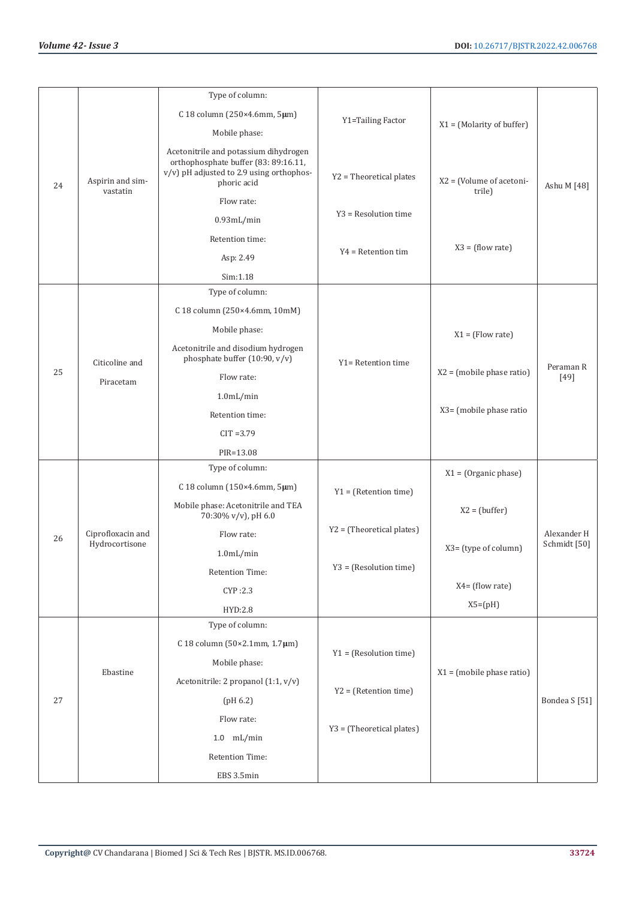| 24 | Aspirin and simvastatin | Type of column: C 18 column (250×4.6mm, 5μm) Mobile phase: Acetonitrile and potassium dihydrogen orthophosphate buffer (83: 89:16.11, v/v) pH adjusted to 2.9 using orthophosphoric acid Flow rate: 0.93mL/min Retention time: Asp: 2.49 Sim:1.18 | Y1=Tailing Factor Y2 = Theoretical plates Y3 = Resolution time Y4 = Retention tim | X1 = (Molarity of buffer) X2 = (Volume of acetonitrile) X3 = (flow rate) | Ashu M [48] |
|---|---|---|---|---|---|
| 25 | Citicoline and Piracetam | Type of column: C 18 column (250×4.6mm, 10mM) Mobile phase: Acetonitrile and disodium hydrogen phosphate buffer (10:90, v/v) Flow rate: 1.0mL/min Retention time: CIT =3.79 PIR=13.08 | Y1= Retention time | X1 = (Flow rate) X2 = (mobile phase ratio) X3= (mobile phase ratio | Peraman R [49] |
| 26 | Ciprofloxacin and Hydrocortisone | Type of column: C 18 column (150×4.6mm, 5μm) Mobile phase: Acetonitrile and TEA 70:30% v/v), pH 6.0 Flow rate: 1.0mL/min Retention Time: CYP :2.3 HYD:2.8 | Y1 = (Retention time) Y2 = (Theoretical plates) Y3 = (Resolution time) | X1 = (Organic phase) X2 = (buffer) X3= (type of column) X4= (flow rate) X5=(pH) | Alexander H Schmidt [50] |
| 27 | Ebastine | Type of column: C 18 column (50×2.1mm, 1.7μm) Mobile phase: Acetonitrile: 2 propanol (1:1, v/v) (pH 6.2) Flow rate: 1.0 mL/min Retention Time: EBS 3.5min | Y1 = (Resolution time) Y2 = (Retention time) Y3 = (Theoretical plates) | X1 = (mobile phase ratio) | Bondea S [51] |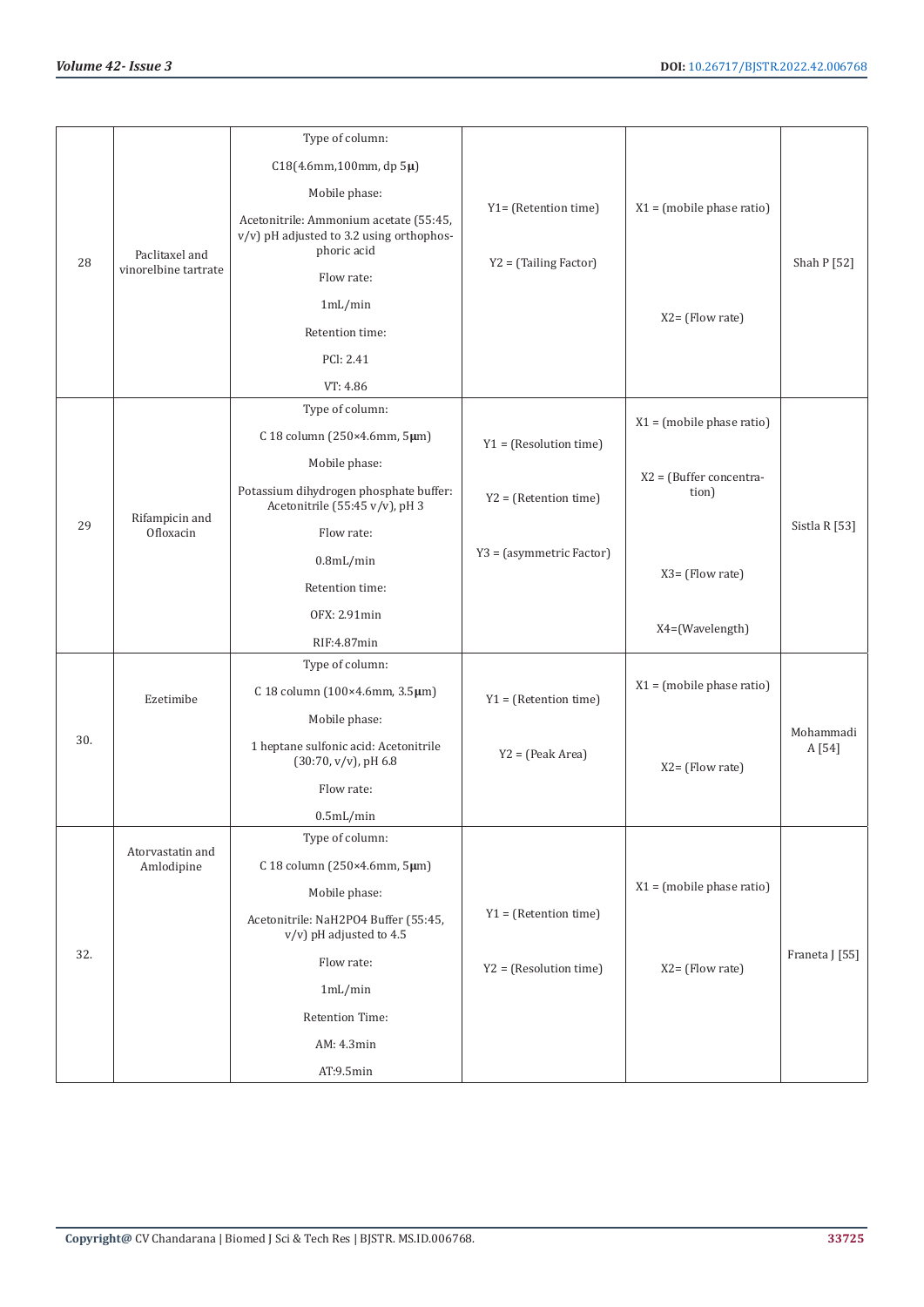| 28 | Paclitaxel and vinorelbine tartrate | Type of column: C18(4.6mm,100mm, dp 5μ) Mobile phase: Acetonitrile: Ammonium acetate (55:45, v/v) pH adjusted to 3.2 using orthophosphoric acid Flow rate: 1mL/min Retention time: PCl: 2.41 VT: 4.86 | Y1= (Retention time) Y2 = (Tailing Factor) | X1 = (mobile phase ratio) X2= (Flow rate) | Shah P [52] |
|---|---|---|---|---|---|
| 29 | Rifampicin and Ofloxacin | Type of column: C 18 column (250×4.6mm, 5μm) Mobile phase: Potassium dihydrogen phosphate buffer: Acetonitrile (55:45 v/v), pH 3 Flow rate: 0.8mL/min Retention time: OFX: 2.91min RIF:4.87min | Y1 = (Resolution time) Y2 = (Retention time) Y3 = (asymmetric Factor) | X1 = (mobile phase ratio) X2 = (Buffer concentration) X3= (Flow rate) X4=(Wavelength) | Sistla R [53] |
| 30. | Ezetimibe | Type of column: C 18 column (100×4.6mm, 3.5μm) Mobile phase: 1 heptane sulfonic acid: Acetonitrile (30:70, v/v), pH 6.8 Flow rate: 0.5mL/min | Y1 = (Retention time) Y2 = (Peak Area) | X1 = (mobile phase ratio) X2= (Flow rate) | Mohammadi A [54] |
| 32. | Atorvastatin and Amlodipine | Type of column: C 18 column (250×4.6mm, 5μm) Mobile phase: Acetonitrile: $NaH_2PO_4$ Buffer (55:45, v/v) pH adjusted to 4.5 Flow rate: 1mL/min Retention Time: AM: 4.3min AT:9.5min | Y1 = (Retention time) Y2 = (Resolution time) | X1 = (mobile phase ratio) X2= (Flow rate) | Franeta J [55] |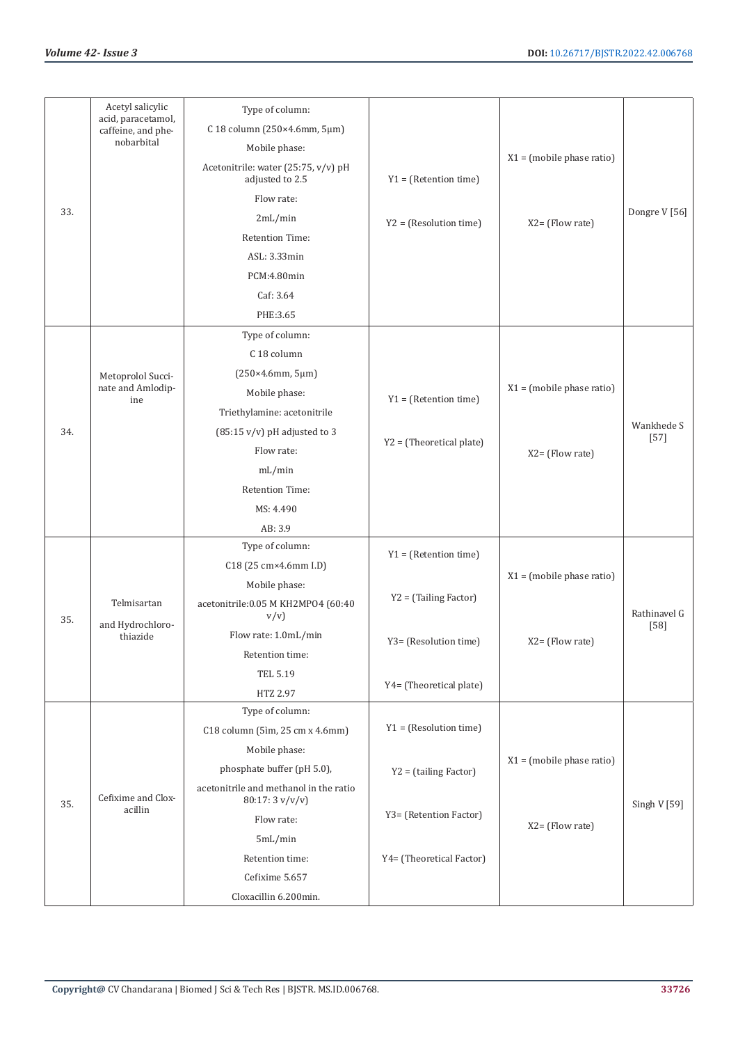| 33. | Acetyl salicylic acid, paracetamol, caffeine, and phenobarbital | Type of column: C 18 column (250×4.6mm, 5μm) Mobile phase: Acetonitrile: water (25:75, v/v) pH adjusted to 2.5 Flow rate: 2mL/min Retention Time: ASL: 3.33min PCM:4.80min Caf: 3.64 PHE:3.65 | Y1 = (Retention time) Y2 = (Resolution time) | X1 = (mobile phase ratio) X2= (Flow rate) | Dongre V [56] |
|---|---|---|---|---|---|
| 34. | Metoprolol Succinate and Amlodipine | Type of column: C 18 column (250×4.6mm, 5μm) Mobile phase: Triethylamine: acetonitrile (85:15 v/v) pH adjusted to 3 Flow rate: mL/min Retention Time: MS: 4.490 AB: 3.9 | Y1 = (Retention time) Y2 = (Theoretical plate) | X1 = (mobile phase ratio) X2= (Flow rate) | Wankhede S [57] |
| 35. | Telmisartan and Hydrochlorothiazide | Type of column: C18 (25 cm×4.6mm I.D) Mobile phase: acetonitrile:0.05 M KH2MPO4 (60:40 v/v) Flow rate: 1.0mL/min Retention time: TEL 5.19 HTZ 2.97 | Y1 = (Retention time) Y2 = (Tailing Factor) Y3= (Resolution time) Y4= (Theoretical plate) | X1 = (mobile phase ratio) X2= (Flow rate) | Rathinavel G [58] |
| 35. | Cefixime and Cloxacillin | Type of column: C18 column (5im, 25 cm x 4.6mm) Mobile phase: phosphate buffer (pH 5.0), acetonitrile and methanol in the ratio 80:17: 3 v/v/v) Flow rate: 5mL/min Retention time: Cefixime 5.657 Cloxacillin 6.200min. | Y1 = (Resolution time) Y2 = (tailing Factor) Y3= (Retention Factor) Y4= (Theoretical Factor) | X1 = (mobile phase ratio) X2= (Flow rate) | Singh V [59] |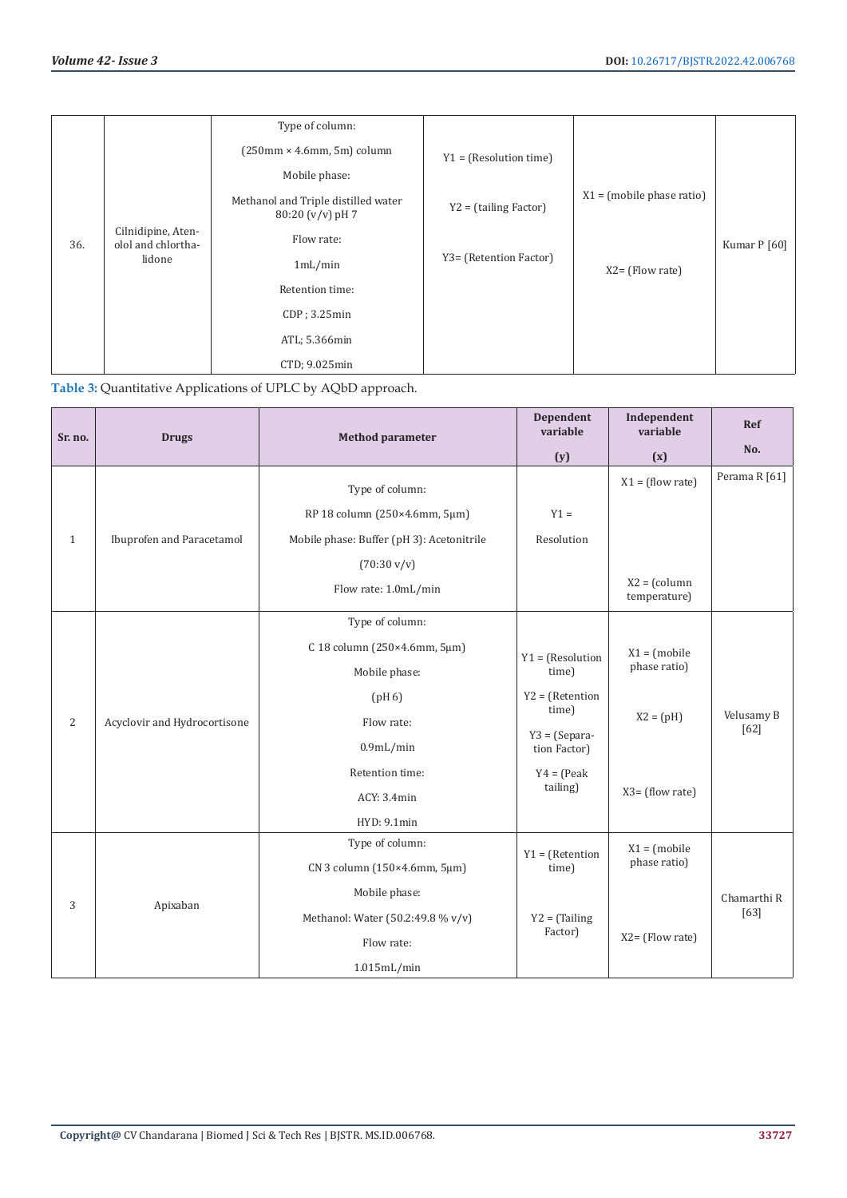| 36. | Cilnidipine, Atenolol and chlorthalidone | Type of column: (250mm × 4.6mm, 5m) column Mobile phase: Methanol and Triple distilled water 80:20 (v/v) pH 7 Flow rate: 1mL/min Retention time: CDP ; 3.25min ATL; 5.366min CTD; 9.025min | Y1 = (Resolution time) Y2 = (tailing Factor) Y3= (Retention Factor) | X1 = (mobile phase ratio) X2= (Flow rate) | Kumar P [60] |
|---|---|---|---|---|---|

**Table 3:** Quantitative Applications of UPLC by AQbD approach.

| Sr. no. | Drugs | Method parameter | Dependent variable (y) | Independent variable (x) | Ref No. |
|---|---|---|---|---|---|
| 1 | Ibuprofen and Paracetamol | Type of column: RP 18 column (250×4.6mm, 5µm) Mobile phase: Buffer (pH 3): Acetonitrile (70:30 v/v) Flow rate: 1.0mL/min | Y1 = Resolution | X1 = (flow rate) X2 = (column temperature) | Perama R [61] |
| 2 | Acyclovir and Hydrocortisone | Type of column: C 18 column (250×4.6mm, 5µm) Mobile phase: (pH 6) Flow rate: 0.9mL/min Retention time: ACY: 3.4min HYD: 9.1min | Y1 = (Resolution time) Y2 = (Retention time) Y3 = (Separation Factor) Y4 = (Peak tailing) | X1 = (mobile phase ratio) X2 = (pH) X3= (flow rate) | Velusamy B [62] |
| 3 | Apixaban | Type of column: CN 3 column (150×4.6mm, 5µm) Mobile phase: Methanol: Water (50.2:49.8 % v/v) Flow rate: 1.015mL/min | Y1 = (Retention time) Y2 = (Tailing Factor) | X1 = (mobile phase ratio) X2= (Flow rate) | Chamarthi R [63] |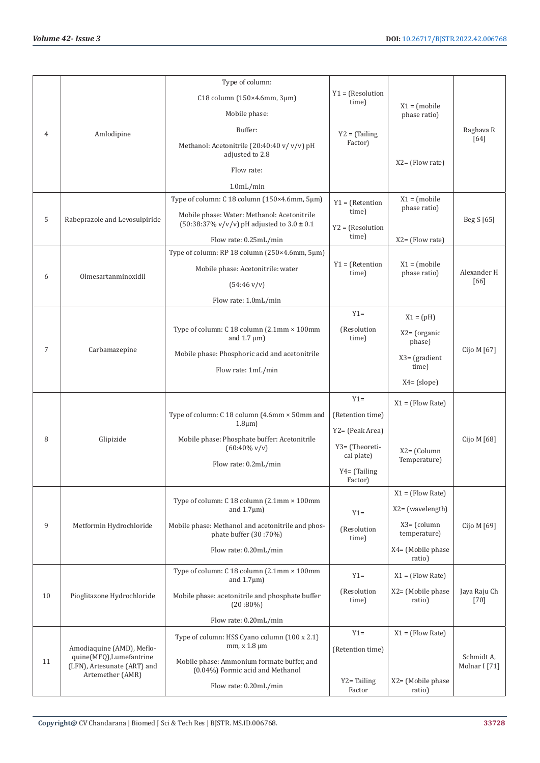| 4 | Amlodipine | Type of column: C18 column (150×4.6mm, 3μm) Mobile phase: Buffer: Methanol: Acetonitrile (20:40:40 v/ v/v) pH adjusted to 2.8 Flow rate: 1.0mL/min | Y1 = (Resolution time) Y2 = (Tailing Factor) | X1 = (mobile phase ratio) X2= (Flow rate) | Raghava R [64] |
|---|---|---|---|---|---|
| 5 | Rabeprazole and Levosulpiride | Type of column: C 18 column (150×4.6mm, 5μm) Mobile phase: Water: Methanol: Acetonitrile (50:38:37% v/v/v) pH adjusted to 3.0 ± 0.1 Flow rate: 0.25mL/min | Y1 = (Retention time) Y2 = (Resolution time) | X1 = (mobile phase ratio) X2= (Flow rate) | Beg S [65] |
| 6 | Olmesartanminoxidil | Type of column: RP 18 column (250×4.6mm, 5μm) Mobile phase: Acetonitrile: water (54:46 v/v) Flow rate: 1.0mL/min | Y1 = (Retention time) | X1 = (mobile phase ratio) | Alexander H [66] |
| 7 | Carbamazepine | Type of column: C 18 column (2.1mm × 100mm and 1.7 μm) Mobile phase: Phosphoric acid and acetonitrile Flow rate: 1mL/min | Y1= (Resolution time) | X1 = (pH) X2= (organic phase) X3= (gradient time) X4= (slope) | Cijo M [67] |
| 8 | Glipizide | Type of column: C 18 column (4.6mm × 50mm and 1.8μm) Mobile phase: Phosphate buffer: Acetonitrile (60:40% v/v) Flow rate: 0.2mL/min | Y1= (Retention time) Y2= (Peak Area) Y3= (Theoretical plate) Y4= (Tailing Factor) | X1 = (Flow Rate) X2= (Column Temperature) | Cijo M [68] |
| 9 | Metformin Hydrochloride | Type of column: C 18 column (2.1mm × 100mm and 1.7μm) Mobile phase: Methanol and acetonitrile and phosphate buffer (30 :70%) Flow rate: 0.20mL/min | Y1= (Resolution time) | X1 = (Flow Rate) X2= (wavelength) X3= (column temperature) X4= (Mobile phase ratio) | Cijo M [69] |
| 10 | Pioglitazone Hydrochloride | Type of column: C 18 column (2.1mm × 100mm and 1.7μm) Mobile phase: acetonitrile and phosphate buffer (20 :80%) Flow rate: 0.20mL/min | Y1= (Resolution time) | X1 = (Flow Rate) X2= (Mobile phase ratio) | Jaya Raju Ch [70] |
| 11 | Amodiaquine (AMD), Mefloquine(MFQ),Lumefantrine (LFN), Artesunate (ART) and Artemether (AMR) | Type of column: HSS Cyano column (100 x 2.1) mm, x 1.8 μm Mobile phase: Ammonium formate buffer, and (0.04%) Formic acid and Methanol Flow rate: 0.20mL/min | Y1= (Retention time) Y2= Tailing Factor | X1 = (Flow Rate) X2= (Mobile phase ratio) | Schmidt A, Molnar I [71] |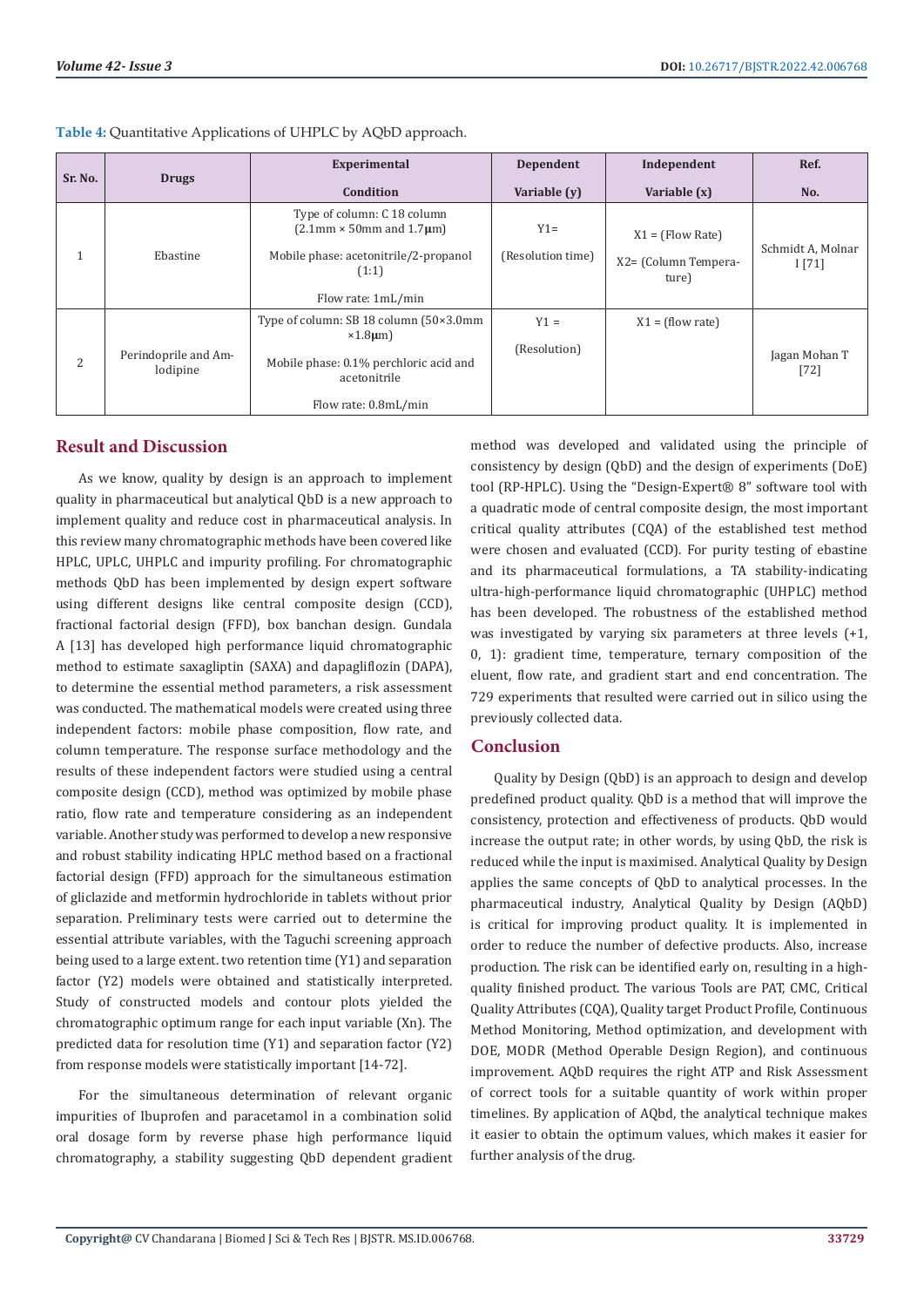**Table 4:** Quantitative Applications of UHPLC by AQbD approach.

| Sr. No. | Drugs | Experimental Condition | Dependent Variable (y) | Independent Variable (x) | Ref. No. |
|---|---|---|---|---|---|
| 1 | Ebastine | Type of column: C 18 column (2.1mm × 50mm and 1.7μm)<br>Mobile phase: acetonitrile/2-propanol (1:1)<br>Flow rate: 1mL/min | Y1= (Resolution time) | X1 = (Flow Rate)<br>X2= (Column Temperature) | Schmidt A, Molnar I [71] |
| 2 | Perindoprile and Amlodipine | Type of column: SB 18 column (50×3.0mm ×1.8μm)<br>Mobile phase: 0.1% perchloric acid and acetonitrile<br>Flow rate: 0.8mL/min | Y1 = (Resolution) | X1 = (flow rate) | Jagan Mohan T [72] |

## Result and Discussion

As we know, quality by design is an approach to implement quality in pharmaceutical but analytical QbD is a new approach to implement quality and reduce cost in pharmaceutical analysis. In this review many chromatographic methods have been covered like HPLC, UPLC, UHPLC and impurity profiling. For chromatographic methods QbD has been implemented by design expert software using different designs like central composite design (CCD), fractional factorial design (FFD), box banchan design. Gundala A [13] has developed high performance liquid chromatographic method to estimate saxagliptin (SAXA) and dapagliflozin (DAPA), to determine the essential method parameters, a risk assessment was conducted. The mathematical models were created using three independent factors: mobile phase composition, flow rate, and column temperature. The response surface methodology and the results of these independent factors were studied using a central composite design (CCD), method was optimized by mobile phase ratio, flow rate and temperature considering as an independent variable. Another study was performed to develop a new responsive and robust stability indicating HPLC method based on a fractional factorial design (FFD) approach for the simultaneous estimation of gliclazide and metformin hydrochloride in tablets without prior separation. Preliminary tests were carried out to determine the essential attribute variables, with the Taguchi screening approach being used to a large extent. two retention time (Y1) and separation factor (Y2) models were obtained and statistically interpreted. Study of constructed models and contour plots yielded the chromatographic optimum range for each input variable (Xn). The predicted data for resolution time (Y1) and separation factor (Y2) from response models were statistically important [14-72].

For the simultaneous determination of relevant organic impurities of Ibuprofen and paracetamol in a combination solid oral dosage form by reverse phase high performance liquid chromatography, a stability suggesting QbD dependent gradient method was developed and validated using the principle of consistency by design (QbD) and the design of experiments (DoE) tool (RP-HPLC). Using the "Design-Expert® 8" software tool with a quadratic mode of central composite design, the most important critical quality attributes (CQA) of the established test method were chosen and evaluated (CCD). For purity testing of ebastine and its pharmaceutical formulations, a TA stability-indicating ultra-high-performance liquid chromatographic (UHPLC) method has been developed. The robustness of the established method was investigated by varying six parameters at three levels (+1, 0, 1): gradient time, temperature, ternary composition of the eluent, flow rate, and gradient start and end concentration. The 729 experiments that resulted were carried out in silico using the previously collected data.

## Conclusion

Quality by Design (QbD) is an approach to design and develop predefined product quality. QbD is a method that will improve the consistency, protection and effectiveness of products. QbD would increase the output rate; in other words, by using QbD, the risk is reduced while the input is maximised. Analytical Quality by Design applies the same concepts of QbD to analytical processes. In the pharmaceutical industry, Analytical Quality by Design (AQbD) is critical for improving product quality. It is implemented in order to reduce the number of defective products. Also, increase production. The risk can be identified early on, resulting in a high-quality finished product. The various Tools are PAT, CMC, Critical Quality Attributes (CQA), Quality target Product Profile, Continuous Method Monitoring, Method optimization, and development with DOE, MODR (Method Operable Design Region), and continuous improvement. AQbD requires the right ATP and Risk Assessment of correct tools for a suitable quantity of work within proper timelines. By application of AQbd, the analytical technique makes it easier to obtain the optimum values, which makes it easier for further analysis of the drug.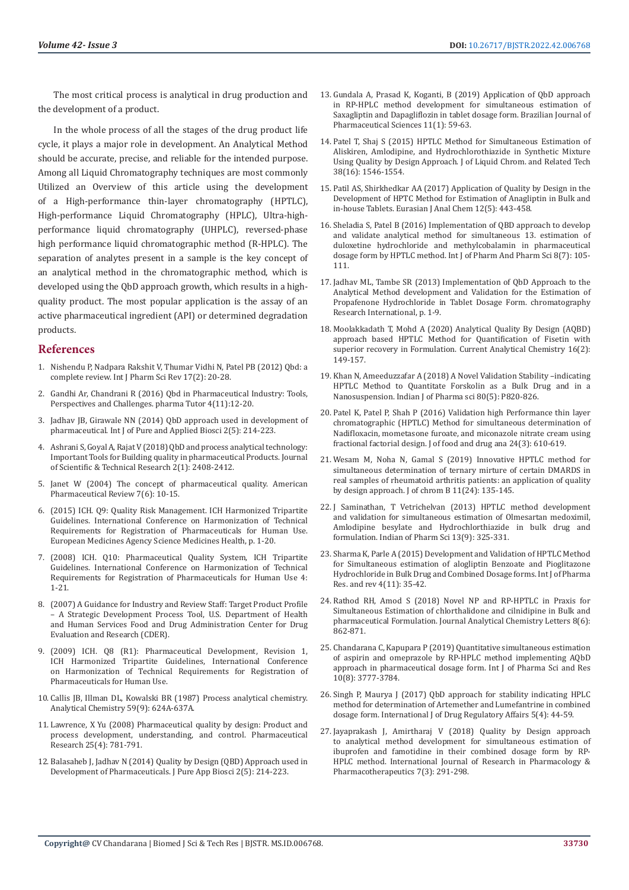The most critical process is analytical in drug production and the development of a product.

In the whole process of all the stages of the drug product life cycle, it plays a major role in development. An Analytical Method should be accurate, precise, and reliable for the intended purpose. Among all Liquid Chromatography techniques are most commonly Utilized an Overview of this article using the development of a High-performance thin-layer chromatography (HPTLC), High-performance Liquid Chromatography (HPLC), Ultra-high-performance liquid chromatography (UHPLC), reversed-phase high performance liquid chromatographic method (R-HPLC). The separation of analytes present in a sample is the key concept of an analytical method in the chromatographic method, which is developed using the QbD approach growth, which results in a high-quality product. The most popular application is the assay of an active pharmaceutical ingredient (API) or determined degradation products.

## References

1. Nishendu P, Nadpara Rakshit V, Thumar Vidhi N, Patel PB (2012) Qbd: a complete review. Int J Pharm Sci Rev 17(2): 20-28.
2. Gandhi Ar, Chandrani R (2016) Qbd in Pharmaceutical Industry: Tools, Perspectives and Challenges. pharma Tutor 4(11):12-20.
3. Jadhav JB, Girawale NN (2014) QbD approach used in development of pharmaceutical. Int J of Pure and Applied Biosci 2(5): 214-223.
4. Ashrani S, Goyal A, Rajat V (2018) QbD and process analytical technology: Important Tools for Building quality in pharmaceutical Products. Journal of Scientific & Technical Research 2(1): 2408-2412.
5. Janet W (2004) The concept of pharmaceutical quality. American Pharmaceutical Review 7(6): 10-15.
6. (2015) ICH. Q9: Quality Risk Management. ICH Harmonized Tripartite Guidelines. International Conference on Harmonization of Technical Requirements for Registration of Pharmaceuticals for Human Use. European Medicines Agency Science Medicines Health, p. 1-20.
7. (2008) ICH. Q10: Pharmaceutical Quality System, ICH Tripartite Guidelines. International Conference on Harmonization of Technical Requirements for Registration of Pharmaceuticals for Human Use 4: 1-21.
8. (2007) A Guidance for Industry and Review Staff: Target Product Profile – A Strategic Development Process Tool, U.S. Department of Health and Human Services Food and Drug Administration Center for Drug Evaluation and Research (CDER).
9. (2009) ICH. Q8 (R1): Pharmaceutical Development, Revision 1, ICH Harmonized Tripartite Guidelines, International Conference on Harmonization of Technical Requirements for Registration of Pharmaceuticals for Human Use.
10. Callis JB, Illman DL, Kowalski BR (1987) Process analytical chemistry. Analytical Chemistry 59(9): 624A-637A.
11. Lawrence, X Yu (2008) Pharmaceutical quality by design: Product and process development, understanding, and control. Pharmaceutical Research 25(4): 781-791.
12. Balasaheb J, Jadhav N (2014) Quality by Design (QBD) Approach used in Development of Pharmaceuticals. J Pure App Biosci 2(5): 214-223.
13. Gundala A, Prasad K, Koganti, B (2019) Application of QbD approach in RP-HPLC method development for simultaneous estimation of Saxagliptin and Dapagliflozin in tablet dosage form. Brazilian Journal of Pharmaceutical Sciences 11(1): 59-63.
14. Patel T, Shaj S (2015) HPTLC Method for Simultaneous Estimation of Aliskiren, Amlodipine, and Hydrochlorothiazide in Synthetic Mixture Using Quality by Design Approach. J of Liquid Chrom. and Related Tech 38(16): 1546-1554.
15. Patil AS, Shirkhedkar AA (2017) Application of Quality by Design in the Development of HPTC Method for Estimation of Anagliptin in Bulk and in-house Tablets. Eurasian J Anal Chem 12(5): 443-458.
16. Sheladia S, Patel B (2016) Implementation of QBD approach to develop and validate analytical method for simultaneous 13. estimation of duloxetine hydrochloride and methylcobalamin in pharmaceutical dosage form by HPTLC method. Int J of Pharm And Pharm Sci 8(7): 105-111.
17. Jadhav ML, Tambe SR (2013) Implementation of QbD Approach to the Analytical Method development and Validation for the Estimation of Propafenone Hydrochloride in Tablet Dosage Form. chromatography Research International, p. 1-9.
18. Moolakkadath T, Mohd A (2020) Analytical Quality By Design (AQBD) approach based HPTLC Method for Quantification of Fisetin with superior recovery in Formulation. Current Analytical Chemistry 16(2): 149-157.
19. Khan N, Ameeduzzafar A (2018) A Novel Validation Stability –indicating HPTLC Method to Quantitate Forskolin as a Bulk Drug and in a Nanosuspension. Indian J of Pharma sci 80(5): P820-826.
20. Patel K, Patel P, Shah P (2016) Validation high Performance thin layer chromatographic (HPTLC) Method for simultaneous determination of Nadifloxacin, mometasone furoate, and miconazole nitrate cream using fractional factorial design. J of food and drug ana 24(3): 610-619.
21. Wesam M, Noha N, Gamal S (2019) Innovative HPTLC method for simultaneous determination of ternary mirture of certain DMARDS in real samples of rheumatoid arthritis patients: an application of quality by design approach. J of chrom B 11(24): 135-145.
22. J Saminathan, T Vetrichelvan (2013) HPTLC method development and validation for simultaneous estimation of Olmesartan medoximil, Amlodipine besylate and Hydrochlorthiazide in bulk drug and formulation. Indian of Pharm Sci 13(9): 325-331.
23. Sharma K, Parle A (2015) Development and Validation of HPTLC Method for Simultaneous estimation of alogliptin Benzoate and Pioglitazone Hydrochloride in Bulk Drug and Combined Dosage forms. Int J of Pharma Res. and rev 4(11): 35-42.
24. Rathod RH, Amod S (2018) Novel NP and RP-HPTLC in Praxis for Simultaneous Estimation of chlorthalidone and cilnidipine in Bulk and pharmaceutical Formulation. Journal Analytical Chemistry Letters 8(6): 862-871.
25. Chandarana C, Kapupara P (2019) Quantitative simultaneous estimation of aspirin and omeprazole by RP-HPLC method implementing AQbD approach in pharmaceutical dosage form. Int J of Pharma Sci and Res 10(8): 3777-3784.
26. Singh P, Maurya J (2017) QbD approach for stability indicating HPLC method for determination of Artemether and Lumefantrine in combined dosage form. International J of Drug Regulatory Affairs 5(4): 44-59.
27. Jayaprakash J, Amirtharaj V (2018) Quality by Design approach to analytical method development for simultaneous estimation of ibuprofen and famotidine in their combined dosage form by RP-HPLC method. International Journal of Research in Pharmacology & Pharmacotherapeutics 7(3): 291-298.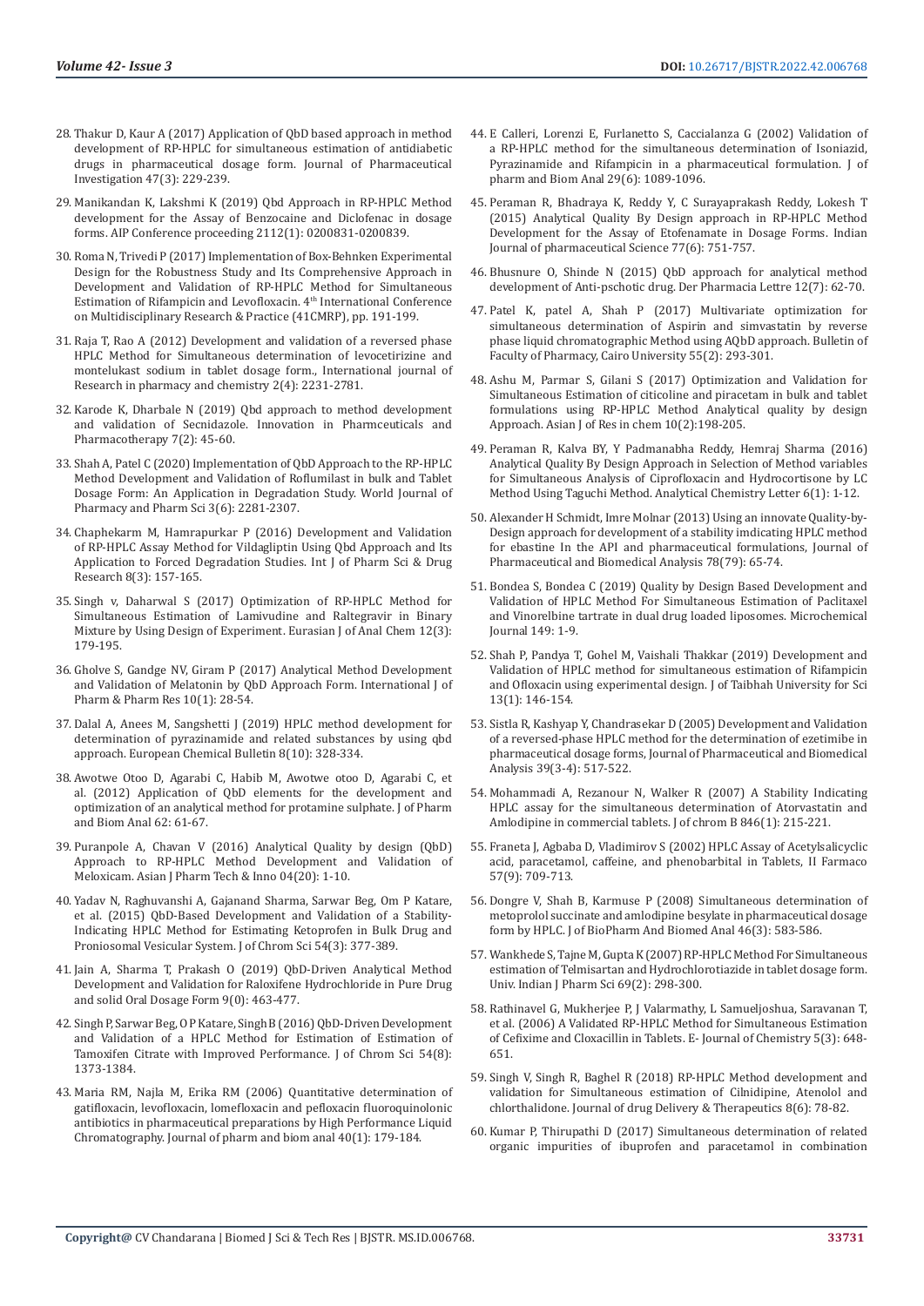28. Thakur D, Kaur A (2017) Application of QbD based approach in method development of RP-HPLC for simultaneous estimation of antidiabetic drugs in pharmaceutical dosage form. Journal of Pharmaceutical Investigation 47(3): 229-239.

29. Manikandan K, Lakshmi K (2019) Qbd Approach in RP-HPLC Method development for the Assay of Benzocaine and Diclofenac in dosage forms. AIP Conference proceeding 2112(1): 0200831-0200839.

30. Roma N, Trivedi P (2017) Implementation of Box-Behnken Experimental Design for the Robustness Study and Its Comprehensive Approach in Development and Validation of RP-HPLC Method for Simultaneous Estimation of Rifampicin and Levofloxacin. 4th International Conference on Multidisciplinary Research & Practice (41CMRP), pp. 191-199.

31. Raja T, Rao A (2012) Development and validation of a reversed phase HPLC Method for Simultaneous determination of levocetirizine and montelukast sodium in tablet dosage form., International journal of Research in pharmacy and chemistry 2(4): 2231-2781.

32. Karode K, Dharbale N (2019) Qbd approach to method development and validation of Secnidazole. Innovation in Pharmceuticals and Pharmacotherapy 7(2): 45-60.

33. Shah A, Patel C (2020) Implementation of QbD Approach to the RP-HPLC Method Development and Validation of Roflumilast in bulk and Tablet Dosage Form: An Application in Degradation Study. World Journal of Pharmacy and Pharm Sci 3(6): 2281-2307.

34. Chaphekarm M, Hamrapurkar P (2016) Development and Validation of RP-HPLC Assay Method for Vildagliptin Using Qbd Approach and Its Application to Forced Degradation Studies. Int J of Pharm Sci & Drug Research 8(3): 157-165.

35. Singh v, Daharwal S (2017) Optimization of RP-HPLC Method for Simultaneous Estimation of Lamivudine and Raltegravir in Binary Mixture by Using Design of Experiment. Eurasian J of Anal Chem 12(3): 179-195.

36. Gholve S, Gandge NV, Giram P (2017) Analytical Method Development and Validation of Melatonin by QbD Approach Form. International J of Pharm & Pharm Res 10(1): 28-54.

37. Dalal A, Anees M, Sangshetti J (2019) HPLC method development for determination of pyrazinamide and related substances by using qbd approach. European Chemical Bulletin 8(10): 328-334.

38. Awotwe Otoo D, Agarabi C, Habib M, Awotwe otoo D, Agarabi C, et al. (2012) Application of QbD elements for the development and optimization of an analytical method for protamine sulphate. J of Pharm and Biom Anal 62: 61-67.

39. Puranpole A, Chavan V (2016) Analytical Quality by design (QbD) Approach to RP-HPLC Method Development and Validation of Meloxicam. Asian J Pharm Tech & Inno 04(20): 1-10.

40. Yadav N, Raghuvanshi A, Gajanand Sharma, Sarwar Beg, Om P Katare, et al. (2015) QbD-Based Development and Validation of a Stability-Indicating HPLC Method for Estimating Ketoprofen in Bulk Drug and Proniosomal Vesicular System. J of Chrom Sci 54(3): 377-389.

41. Jain A, Sharma T, Prakash O (2019) QbD-Driven Analytical Method Development and Validation for Raloxifene Hydrochloride in Pure Drug and solid Oral Dosage Form 9(0): 463-477.

42. Singh P, Sarwar Beg, O P Katare, Singh B (2016) QbD-Driven Development and Validation of a HPLC Method for Estimation of Estimation of Tamoxifen Citrate with Improved Performance. J of Chrom Sci 54(8): 1373-1384.

43. Maria RM, Najla M, Erika RM (2006) Quantitative determination of gatifloxacin, levofloxacin, lomefloxacin and pefloxacin fluoroquinolonic antibiotics in pharmaceutical preparations by High Performance Liquid Chromatography. Journal of pharm and biom anal 40(1): 179-184.

44. E Calleri, Lorenzi E, Furlanetto S, Caccialanza G (2002) Validation of a RP-HPLC method for the simultaneous determination of Isoniazid, Pyrazinamide and Rifampicin in a pharmaceutical formulation. J of pharm and Biom Anal 29(6): 1089-1096.

45. Peraman R, Bhadraya K, Reddy Y, C Surayaprakash Reddy, Lokesh T (2015) Analytical Quality By Design approach in RP-HPLC Method Development for the Assay of Etofenamate in Dosage Forms. Indian Journal of pharmaceutical Science 77(6): 751-757.

46. Bhusnure O, Shinde N (2015) QbD approach for analytical method development of Anti-pschotic drug. Der Pharmacia Lettre 12(7): 62-70.

47. Patel K, patel A, Shah P (2017) Multivariate optimization for simultaneous determination of Aspirin and simvastatin by reverse phase liquid chromatographic Method using AQbD approach. Bulletin of Faculty of Pharmacy, Cairo University 55(2): 293-301.

48. Ashu M, Parmar S, Gilani S (2017) Optimization and Validation for Simultaneous Estimation of citicoline and piracetam in bulk and tablet formulations using RP-HPLC Method Analytical quality by design Approach. Asian J of Res in chem 10(2):198-205.

49. Peraman R, Kalva BY, Y Padmanabha Reddy, Hemraj Sharma (2016) Analytical Quality By Design Approach in Selection of Method variables for Simultaneous Analysis of Ciprofloxacin and Hydrocortisone by LC Method Using Taguchi Method. Analytical Chemistry Letter 6(1): 1-12.

50. Alexander H Schmidt, Imre Molnar (2013) Using an innovate Quality-by-Design approach for development of a stability imdicating HPLC method for ebastine In the API and pharmaceutical formulations, Journal of Pharmaceutical and Biomedical Analysis 78(79): 65-74.

51. Bondea S, Bondea C (2019) Quality by Design Based Development and Validation of HPLC Method For Simultaneous Estimation of Paclitaxel and Vinorelbine tartrate in dual drug loaded liposomes. Microchemical Journal 149: 1-9.

52. Shah P, Pandya T, Gohel M, Vaishali Thakkar (2019) Development and Validation of HPLC method for simultaneous estimation of Rifampicin and Ofloxacin using experimental design. J of Taibhah University for Sci 13(1): 146-154.

53. Sistla R, Kashyap Y, Chandrasekar D (2005) Development and Validation of a reversed-phase HPLC method for the determination of ezetimibe in pharmaceutical dosage forms, Journal of Pharmaceutical and Biomedical Analysis 39(3-4): 517-522.

54. Mohammadi A, Rezanour N, Walker R (2007) A Stability Indicating HPLC assay for the simultaneous determination of Atorvastatin and Amlodipine in commercial tablets. J of chrom B 846(1): 215-221.

55. Franeta J, Agbaba D, Vladimirov S (2002) HPLC Assay of Acetylsalicyclic acid, paracetamol, caffeine, and phenobarbital in Tablets, II Farmaco 57(9): 709-713.

56. Dongre V, Shah B, Karmuse P (2008) Simultaneous determination of metoprolol succinate and amlodipine besylate in pharmaceutical dosage form by HPLC. J of BioPharm And Biomed Anal 46(3): 583-586.

57. Wankhede S, Tajne M, Gupta K (2007) RP-HPLC Method For Simultaneous estimation of Telmisartan and Hydrochlorotiazide in tablet dosage form. Univ. Indian J Pharm Sci 69(2): 298-300.

58. Rathinavel G, Mukherjee P, J Valarmathy, L Samueljoshua, Saravanan T, et al. (2006) A Validated RP-HPLC Method for Simultaneous Estimation of Cefixime and Cloxacillin in Tablets. E- Journal of Chemistry 5(3): 648-651.

59. Singh V, Singh R, Baghel R (2018) RP-HPLC Method development and validation for Simultaneous estimation of Cilnidipine, Atenolol and chlorthalidone. Journal of drug Delivery & Therapeutics 8(6): 78-82.

60. Kumar P, Thirupathi D (2017) Simultaneous determination of related organic impurities of ibuprofen and paracetamol in combination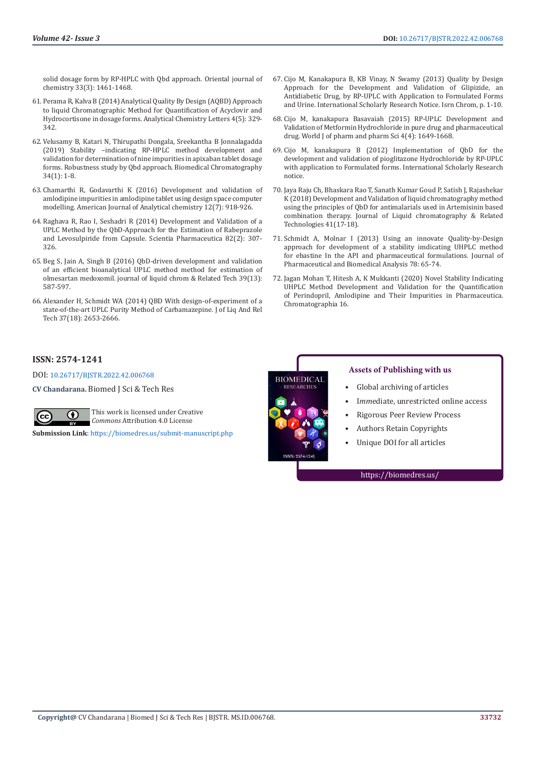solid dosage form by RP-HPLC with Qbd approach. Oriental journal of chemistry 33(3): 1461-1468.

61. Perama R, Kalva B (2014) Analytical Quality By Design (AQBD) Approach to liquid Chromatographic Method for Quantification of Acyclovir and Hydrocortisone in dosage forms. Analytical Chemistry Letters 4(5): 329-342.

62. Velusamy B, Katari N, Thirupathi Dongala, Sreekantha B Jonnalagadda (2019) Stability –indicating RP-HPLC method development and validation for determination of nine impurities in apixaban tablet dosage forms. Robustness study by Qbd approach. Biomedical Chromatography 34(1): 1-8.

63. Chamarthi R, Godavarthi K (2016) Development and validation of amlodipine impurities in amlodipine tablet using design space computer modelling. American Journal of Analytical chemistry 12(7): 918-926.

64. Raghava R, Rao I, Seshadri R (2014) Development and Validation of a UPLC Method by the QbD-Approach for the Estimation of Rabeprazole and Levosulpiride from Capsule. Scientia Pharmaceutica 82(2): 307-326.

65. Beg S, Jain A, Singh B (2016) QbD-driven development and validation of an efficient bioanalytical UPLC method method for estimation of olmesartan medoxomil. journal of liquid chrom & Related Tech 39(13): 587-597.

66. Alexander H, Schmidt WA (2014) QBD With design-of-experiment of a state-of-the-art UPLC Purity Method of Carbamazepine. J of Liq And Rel Tech 37(18): 2653-2666.

67. Cijo M, Kanakapura B, KB Vinay, N Swamy (2013) Quality by Design Approach for the Development and Validation of Glipizide, an Antidiabetic Drug, by RP-UPLC with Application to Formulated Forms and Urine. International Scholarly Research Notice. Isrn Chrom, p. 1-10.

68. Cijo M, kanakapura Basavaiah (2015) RP-UPLC Development and Validation of Metformin Hydrochloride in pure drug and pharmaceutical drug. World J of pharm and pharm Sci 4(4): 1649-1668.

69. Cijo M, kanakapura B (2012) Implementation of QbD for the development and validation of pioglitazone Hydrochloride by RP-UPLC with application to Formulated forms. International Scholarly Research notice.

70. Jaya Raju Ch, Bhaskara Rao T, Sanath Kumar Goud P, Satish J, Rajashekar K (2018) Development and Validation of liquid chromatography method using the principles of QbD for antimalarials used in Artemisinin based combination therapy. Journal of Liquid chromatography & Related Technologies 41(17-18).

71. Schmidt A, Molnar I (2013) Using an innovate Quality-by-Design approach for development of a stability imdicating UHPLC method for ebastine In the API and pharmaceutical formulations. Journal of Pharmaceutical and Biomedical Analysis 78: 65-74.

72. Jagan Mohan T, Hitesh A, K Mukkanti (2020) Novel Stability Indicating UHPLC Method Development and Validation for the Quantification of Perindopril, Amlodipine and Their Impurities in Pharmaceutica. Chromatographia 16.

**ISSN: 2574-1241**

DOI: 10.26717/BJSTR.2022.42.006768

**CV Chandarana.** Biomed J Sci & Tech Res

This work is licensed under Creative *Commons* Attribution 4.0 License

**Submission Link**: https://biomedres.us/submit-manuscript.php

BIOMEDICAL RESEARCHES

ISSN: 2574-1241

### Assets of Publishing with us

- Global archiving of articles
- *Imm*ediate, unrestricted online access
- Rigorous Peer Review Process
- Authors Retain Copyrights
- Unique DOI for all articles

https://biomedres.us/